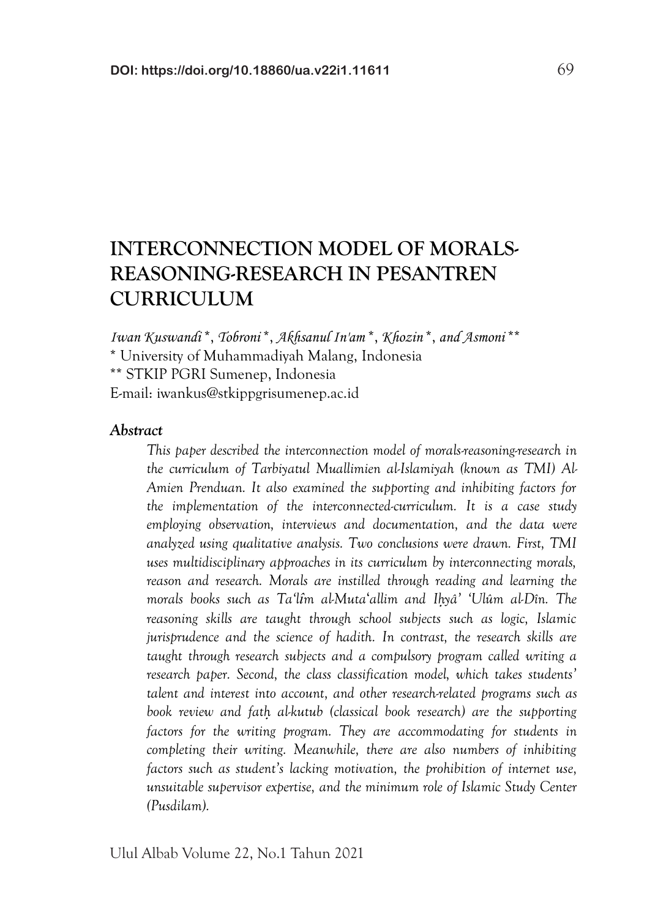DOI: https://doi.org/10.18860/ua.v22i1.11611

# INTERCONNECTION MODEL OF MORALS-REASONING-RESEARCH IN PESANTREN CURRICULUM

*Iwan Kuswandi\*, Tobroni\*, Akhsanul In'am\*, Khozin\*, and Asmoni\*\**

\* University of Muhammadiyah Malang, Indonesia

\*\* STKIP PGRI Sumenep, Indonesia

E-mail: iwankus@stkippgrisumenep.ac.id

### *Abstract*

*This paper described the interconnection model of morals-reasoning-research in the curriculum of Tarbiyatul Muallimien al-Islamiyah (known as TMI) Al-Amien Prenduan. It also examined the supporting and inhibiting factors for the implementation of the interconnected-curriculum. It is a case study employing observation, interviews and documentation, and the data were analyzed using qualitative analysis. Two conclusions were drawn. First, TMI uses multidisciplinary approaches in its curriculum by interconnecting morals, reason and research. Morals are instilled through reading and learning the morals books such as Ta'lîm al-Muta'allim and Iḥyâ' 'Ulûm al-Dîn. The reasoning skills are taught through school subjects such as logic, Islamic jurisprudence and the science of hadith. In contrast, the research skills are taught through research subjects and a compulsory program called writing a research paper. Second, the class classification model, which takes students' talent and interest into account, and other research-related programs such as book review and fatḥ al-kutub (classical book research) are the supporting factors for the writing program. They are accommodating for students in completing their writing. Meanwhile, there are also numbers of inhibiting factors such as student's lacking motivation, the prohibition of internet use, unsuitable supervisor expertise, and the minimum role of Islamic Study Center (Pusdilam).*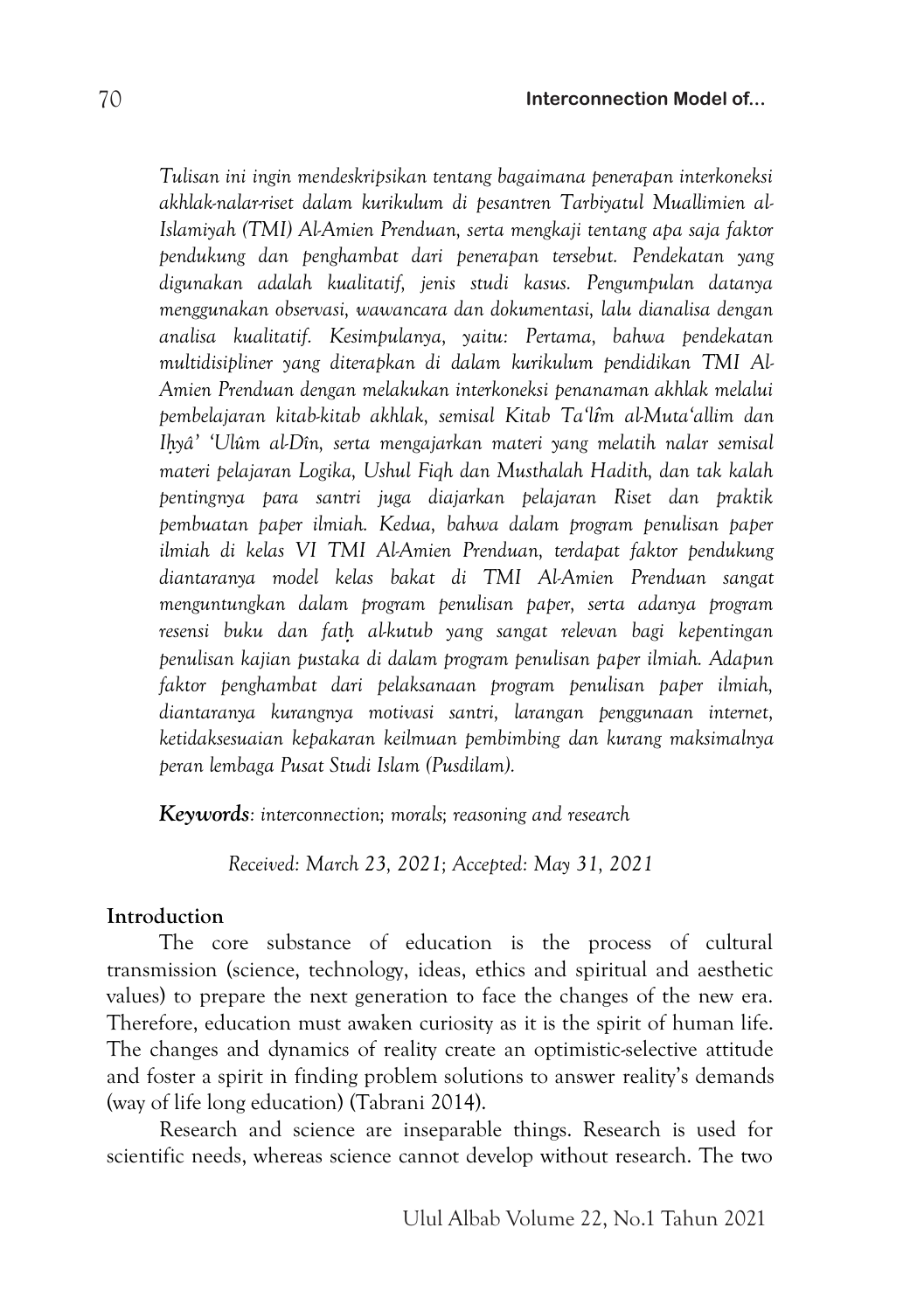*Tulisan ini ingin mendeskripsikan tentang bagaimana penerapan interkoneksi akhlak-nalar-riset dalam kurikulum di pesantren Tarbiyatul Muallimien al-Islamiyah (TMI) Al-Amien Prenduan, serta mengkaji tentang apa saja faktor pendukung dan penghambat dari penerapan tersebut. Pendekatan yang digunakan adalah kualitatif, jenis studi kasus. Pengumpulan datanya menggunakan observasi, wawancara dan dokumentasi, lalu dianalisa dengan analisa kualitatif. Kesimpulanya, yaitu: Pertama, bahwa pendekatan multidisipliner yang diterapkan di dalam kurikulum pendidikan TMI Al-Amien Prenduan dengan melakukan interkoneksi penanaman akhlak melalui pembelajaran kitab-kitab akhlak, semisal Kitab Ta'lîm al-Muta'allim dan Iḥyâ' 'Ulûm al-Dîn, serta mengajarkan materi yang melatih nalar semisal materi pelajaran Logika, Ushul Fiqh dan Musthalah Hadith, dan tak kalah pentingnya para santri juga diajarkan pelajaran Riset dan praktik pembuatan paper ilmiah. Kedua, bahwa dalam program penulisan paper ilmiah di kelas VI TMI Al-Amien Prenduan, terdapat faktor pendukung diantaranya model kelas bakat di TMI Al-Amien Prenduan sangat menguntungkan dalam program penulisan paper, serta adanya program resensi buku dan fatḥ al-kutub yang sangat relevan bagi kepentingan penulisan kajian pustaka di dalam program penulisan paper ilmiah. Adapun faktor penghambat dari pelaksanaan program penulisan paper ilmiah, diantaranya kurangnya motivasi santri, larangan penggunaan internet, ketidaksesuaian kepakaran keilmuan pembimbing dan kurang maksimalnya peran lembaga Pusat Studi Islam (Pusdilam).*

***Keywords***: *interconnection; morals; reasoning and research*

*Received: March 23, 2021; Accepted: May 31, 2021*

## Introduction

The core substance of education is the process of cultural transmission (science, technology, ideas, ethics and spiritual and aesthetic values) to prepare the next generation to face the changes of the new era. Therefore, education must awaken curiosity as it is the spirit of human life. The changes and dynamics of reality create an optimistic-selective attitude and foster a spirit in finding problem solutions to answer reality's demands (way of life long education) (Tabrani 2014).

Research and science are inseparable things. Research is used for scientific needs, whereas science cannot develop without research. The two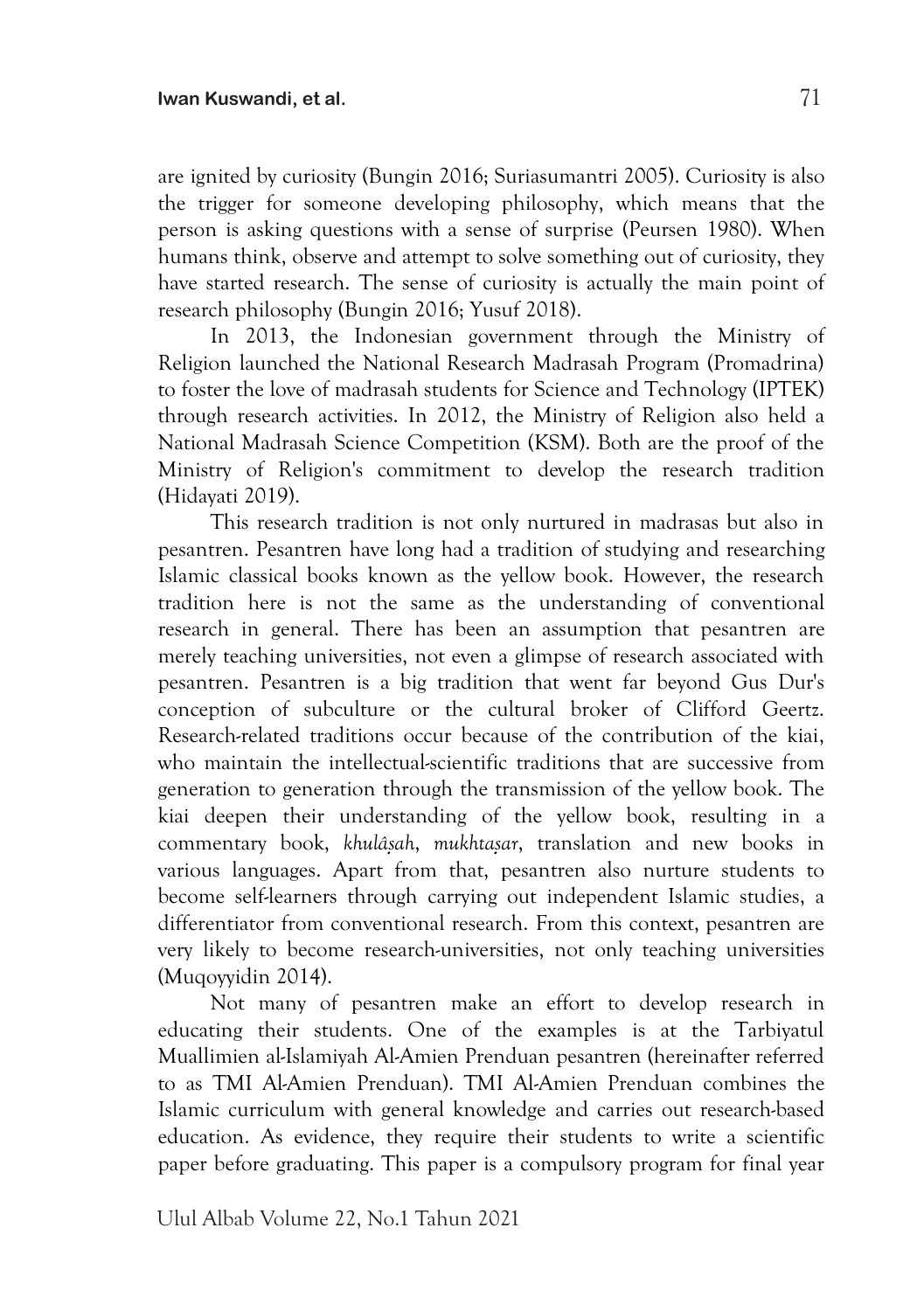are ignited by curiosity (Bungin 2016; Suriasumantri 2005). Curiosity is also the trigger for someone developing philosophy, which means that the person is asking questions with a sense of surprise (Peursen 1980). When humans think, observe and attempt to solve something out of curiosity, they have started research. The sense of curiosity is actually the main point of research philosophy (Bungin 2016; Yusuf 2018).

In 2013, the Indonesian government through the Ministry of Religion launched the National Research Madrasah Program (Promadrina) to foster the love of madrasah students for Science and Technology (IPTEK) through research activities. In 2012, the Ministry of Religion also held a National Madrasah Science Competition (KSM). Both are the proof of the Ministry of Religion's commitment to develop the research tradition (Hidayati 2019).

This research tradition is not only nurtured in madrasas but also in pesantren. Pesantren have long had a tradition of studying and researching Islamic classical books known as the yellow book. However, the research tradition here is not the same as the understanding of conventional research in general. There has been an assumption that pesantren are merely teaching universities, not even a glimpse of research associated with pesantren. Pesantren is a big tradition that went far beyond Gus Dur's conception of subculture or the cultural broker of Clifford Geertz. Research-related traditions occur because of the contribution of the kiai, who maintain the intellectual-scientific traditions that are successive from generation to generation through the transmission of the yellow book. The kiai deepen their understanding of the yellow book, resulting in a commentary book, *khulâṣah*, *mukhtaṣar*, translation and new books in various languages. Apart from that, pesantren also nurture students to become self-learners through carrying out independent Islamic studies, a differentiator from conventional research. From this context, pesantren are very likely to become research-universities, not only teaching universities (Muqoyyidin 2014).

Not many of pesantren make an effort to develop research in educating their students. One of the examples is at the Tarbiyatul Muallimien al-Islamiyah Al-Amien Prenduan pesantren (hereinafter referred to as TMI Al-Amien Prenduan). TMI Al-Amien Prenduan combines the Islamic curriculum with general knowledge and carries out research-based education. As evidence, they require their students to write a scientific paper before graduating. This paper is a compulsory program for final year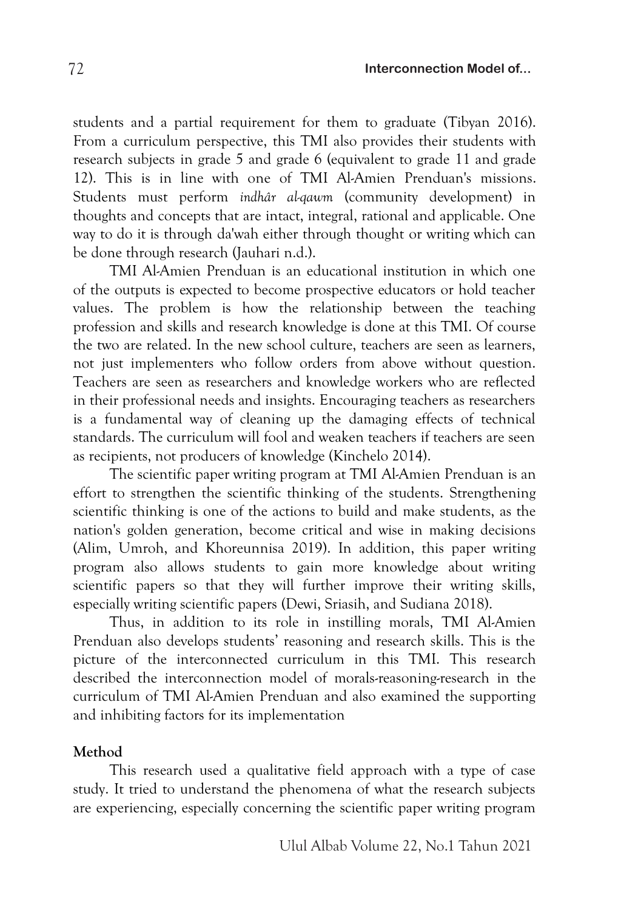students and a partial requirement for them to graduate (Tibyan 2016). From a curriculum perspective, this TMI also provides their students with research subjects in grade 5 and grade 6 (equivalent to grade 11 and grade 12). This is in line with one of TMI Al-Amien Prenduan's missions. Students must perform *indhâr al-qawm* (community development) in thoughts and concepts that are intact, integral, rational and applicable. One way to do it is through da'wah either through thought or writing which can be done through research (Jauhari n.d.).

TMI Al-Amien Prenduan is an educational institution in which one of the outputs is expected to become prospective educators or hold teacher values. The problem is how the relationship between the teaching profession and skills and research knowledge is done at this TMI. Of course the two are related. In the new school culture, teachers are seen as learners, not just implementers who follow orders from above without question. Teachers are seen as researchers and knowledge workers who are reflected in their professional needs and insights. Encouraging teachers as researchers is a fundamental way of cleaning up the damaging effects of technical standards. The curriculum will fool and weaken teachers if teachers are seen as recipients, not producers of knowledge (Kinchelo 2014).

The scientific paper writing program at TMI Al-Amien Prenduan is an effort to strengthen the scientific thinking of the students. Strengthening scientific thinking is one of the actions to build and make students, as the nation's golden generation, become critical and wise in making decisions (Alim, Umroh, and Khoreunnisa 2019). In addition, this paper writing program also allows students to gain more knowledge about writing scientific papers so that they will further improve their writing skills, especially writing scientific papers (Dewi, Sriasih, and Sudiana 2018).

Thus, in addition to its role in instilling morals, TMI Al-Amien Prenduan also develops students' reasoning and research skills. This is the picture of the interconnected curriculum in this TMI. This research described the interconnection model of morals-reasoning-research in the curriculum of TMI Al-Amien Prenduan and also examined the supporting and inhibiting factors for its implementation

## Method

This research used a qualitative field approach with a type of case study. It tried to understand the phenomena of what the research subjects are experiencing, especially concerning the scientific paper writing program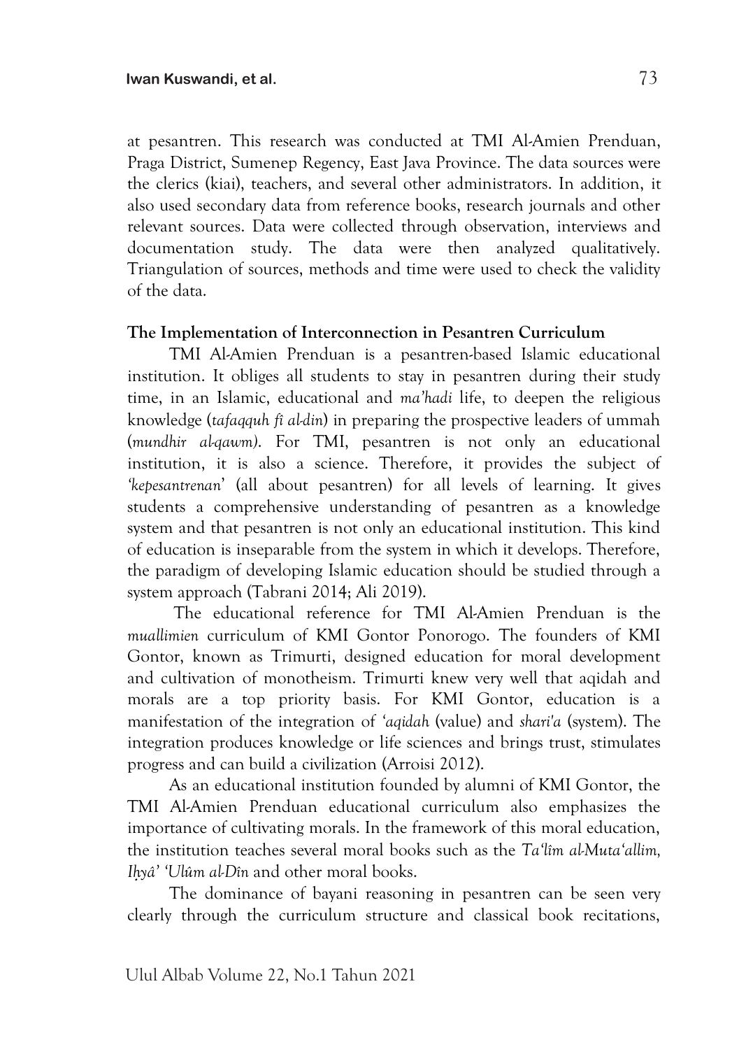at pesantren. This research was conducted at TMI Al-Amien Prenduan, Praga District, Sumenep Regency, East Java Province. The data sources were the clerics (kiai), teachers, and several other administrators. In addition, it also used secondary data from reference books, research journals and other relevant sources. Data were collected through observation, interviews and documentation study. The data were then analyzed qualitatively. Triangulation of sources, methods and time were used to check the validity of the data.

**The Implementation of Interconnection in Pesantren Curriculum**

TMI Al-Amien Prenduan is a pesantren-based Islamic educational institution. It obliges all students to stay in pesantren during their study time, in an Islamic, educational and *ma'hadi* life, to deepen the religious knowledge (*tafaqquh fi al-din*) in preparing the prospective leaders of ummah (*mundhir al-qawm)*. For TMI, pesantren is not only an educational institution, it is also a science. Therefore, it provides the subject of *'kepesantrenan*' (all about pesantren) for all levels of learning. It gives students a comprehensive understanding of pesantren as a knowledge system and that pesantren is not only an educational institution. This kind of education is inseparable from the system in which it develops. Therefore, the paradigm of developing Islamic education should be studied through a system approach (Tabrani 2014; Ali 2019).

The educational reference for TMI Al-Amien Prenduan is the *muallimien* curriculum of KMI Gontor Ponorogo. The founders of KMI Gontor, known as Trimurti, designed education for moral development and cultivation of monotheism. Trimurti knew very well that aqidah and morals are a top priority basis. For KMI Gontor, education is a manifestation of the integration of *'aqidah* (value) and *shari'a* (system). The integration produces knowledge or life sciences and brings trust, stimulates progress and can build a civilization (Arroisi 2012).

As an educational institution founded by alumni of KMI Gontor, the TMI Al-Amien Prenduan educational curriculum also emphasizes the importance of cultivating morals. In the framework of this moral education, the institution teaches several moral books such as the *Ta'lîm al-Muta'allim, Iḥyâ' 'Ulûm al-Dîn* and other moral books.

The dominance of bayani reasoning in pesantren can be seen very clearly through the curriculum structure and classical book recitations,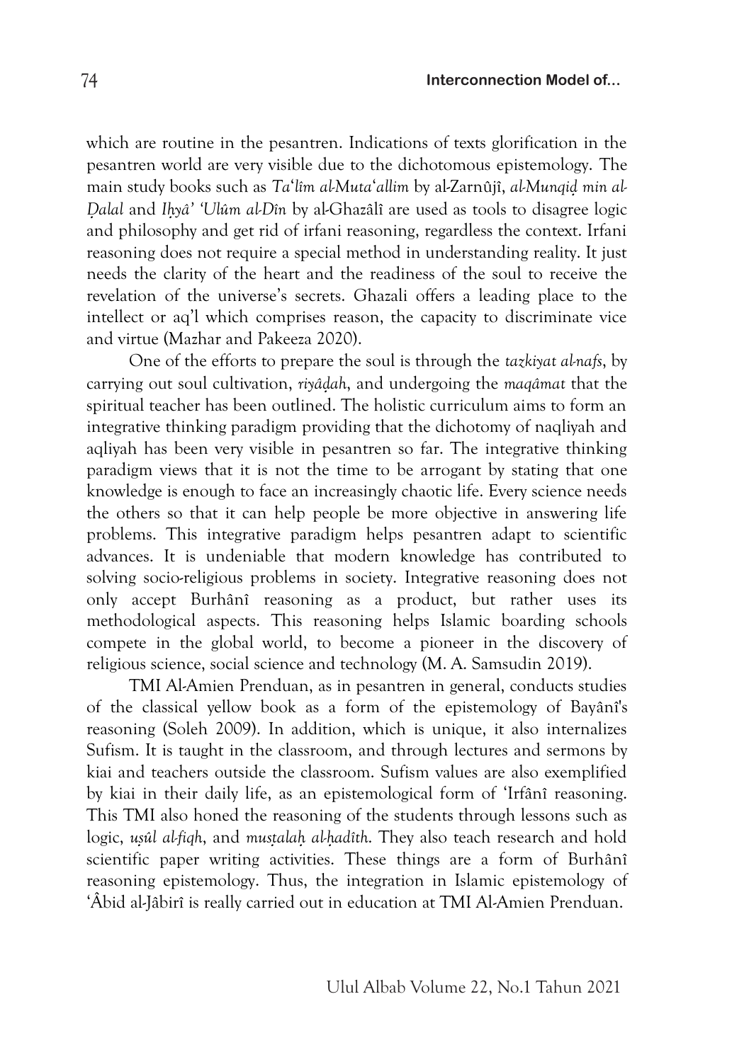which are routine in the pesantren. Indications of texts glorification in the pesantren world are very visible due to the dichotomous epistemology. The main study books such as *Ta'lîm al-Muta'allim* by al-Zarnûjî, *al-Munqiḍ min al-Ḍalal* and *Iḥyâ' 'Ulûm al-Dîn* by al-Ghazâlî are used as tools to disagree logic and philosophy and get rid of irfani reasoning, regardless the context. Irfani reasoning does not require a special method in understanding reality. It just needs the clarity of the heart and the readiness of the soul to receive the revelation of the universe's secrets. Ghazali offers a leading place to the intellect or aq'l which comprises reason, the capacity to discriminate vice and virtue (Mazhar and Pakeeza 2020).

One of the efforts to prepare the soul is through the *tazkiyat al-nafs*, by carrying out soul cultivation, *riyâḍah*, and undergoing the *maqâmat* that the spiritual teacher has been outlined. The holistic curriculum aims to form an integrative thinking paradigm providing that the dichotomy of naqliyah and aqliyah has been very visible in pesantren so far. The integrative thinking paradigm views that it is not the time to be arrogant by stating that one knowledge is enough to face an increasingly chaotic life. Every science needs the others so that it can help people be more objective in answering life problems. This integrative paradigm helps pesantren adapt to scientific advances. It is undeniable that modern knowledge has contributed to solving socio-religious problems in society. Integrative reasoning does not only accept Burhânî reasoning as a product, but rather uses its methodological aspects. This reasoning helps Islamic boarding schools compete in the global world, to become a pioneer in the discovery of religious science, social science and technology (M. A. Samsudin 2019).

TMI Al-Amien Prenduan, as in pesantren in general, conducts studies of the classical yellow book as a form of the epistemology of Bayânî's reasoning (Soleh 2009). In addition, which is unique, it also internalizes Sufism. It is taught in the classroom, and through lectures and sermons by kiai and teachers outside the classroom. Sufism values are also exemplified by kiai in their daily life, as an epistemological form of 'Irfânî reasoning. This TMI also honed the reasoning of the students through lessons such as logic, *uṣûl al-fiqh*, and *musṭalaḥ al-ḥadîth*. They also teach research and hold scientific paper writing activities. These things are a form of Burhânî reasoning epistemology. Thus, the integration in Islamic epistemology of 'Âbid al-Jâbirî is really carried out in education at TMI Al-Amien Prenduan.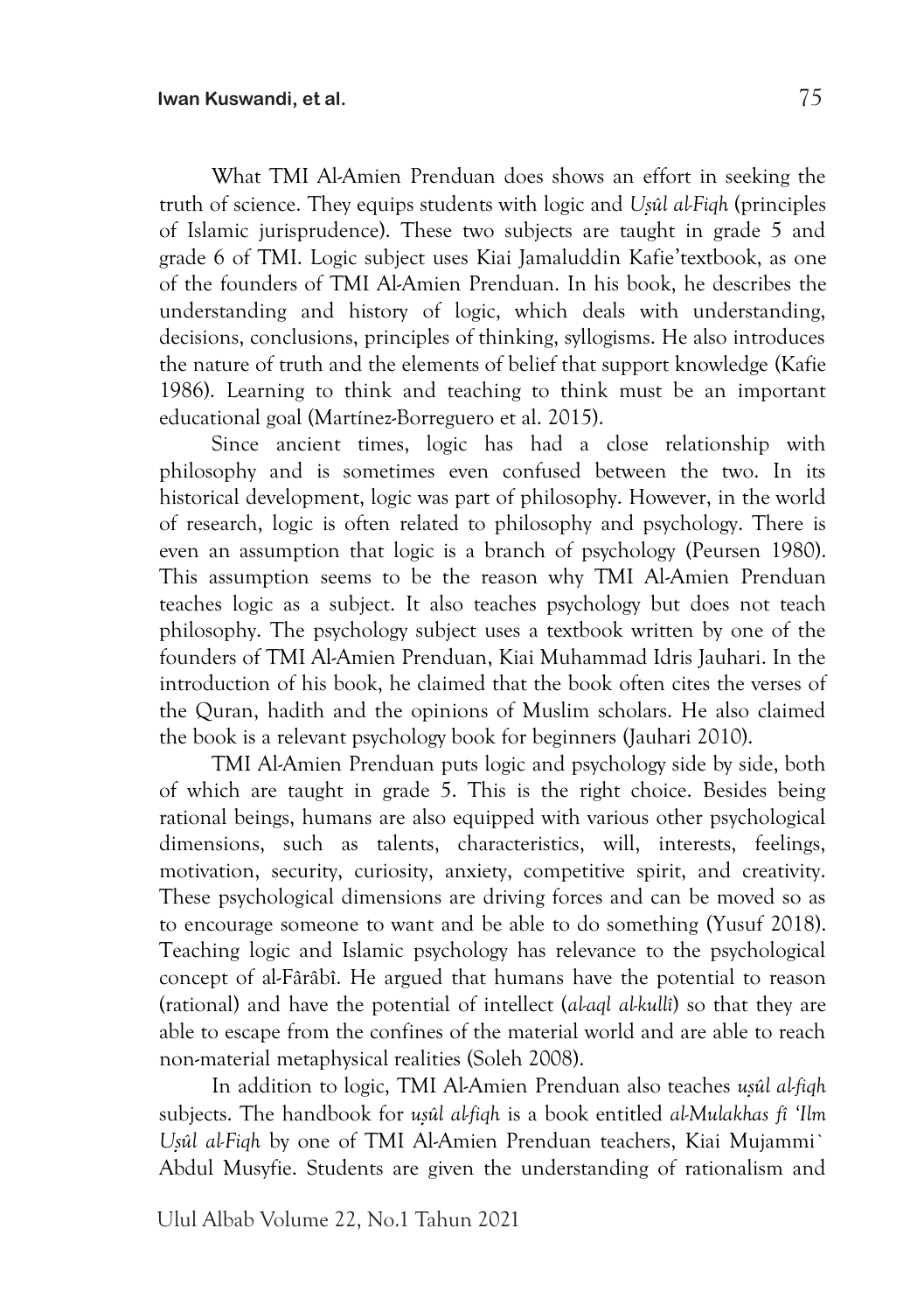What TMI Al-Amien Prenduan does shows an effort in seeking the truth of science. They equips students with logic and *Uṣûl al-Fiqh* (principles of Islamic jurisprudence). These two subjects are taught in grade 5 and grade 6 of TMI. Logic subject uses Kiai Jamaluddin Kafie'textbook, as one of the founders of TMI Al-Amien Prenduan. In his book, he describes the understanding and history of logic, which deals with understanding, decisions, conclusions, principles of thinking, syllogisms. He also introduces the nature of truth and the elements of belief that support knowledge (Kafie 1986). Learning to think and teaching to think must be an important educational goal (Martínez-Borreguero et al. 2015).

Since ancient times, logic has had a close relationship with philosophy and is sometimes even confused between the two. In its historical development, logic was part of philosophy. However, in the world of research, logic is often related to philosophy and psychology. There is even an assumption that logic is a branch of psychology (Peursen 1980). This assumption seems to be the reason why TMI Al-Amien Prenduan teaches logic as a subject. It also teaches psychology but does not teach philosophy. The psychology subject uses a textbook written by one of the founders of TMI Al-Amien Prenduan, Kiai Muhammad Idris Jauhari. In the introduction of his book, he claimed that the book often cites the verses of the Quran, hadith and the opinions of Muslim scholars. He also claimed the book is a relevant psychology book for beginners (Jauhari 2010).

TMI Al-Amien Prenduan puts logic and psychology side by side, both of which are taught in grade 5. This is the right choice. Besides being rational beings, humans are also equipped with various other psychological dimensions, such as talents, characteristics, will, interests, feelings, motivation, security, curiosity, anxiety, competitive spirit, and creativity. These psychological dimensions are driving forces and can be moved so as to encourage someone to want and be able to do something (Yusuf 2018). Teaching logic and Islamic psychology has relevance to the psychological concept of al-Fârâbî. He argued that humans have the potential to reason (rational) and have the potential of intellect (*al-aql al-kullî*) so that they are able to escape from the confines of the material world and are able to reach non-material metaphysical realities (Soleh 2008).

In addition to logic, TMI Al-Amien Prenduan also teaches *uṣûl al-fiqh* subjects. The handbook for *uṣûl al-fiqh* is a book entitled *al-Mulakhas fî 'Ilm Uṣûl al-Fiqh* by one of TMI Al-Amien Prenduan teachers, Kiai Mujammi` Abdul Musyfie. Students are given the understanding of rationalism and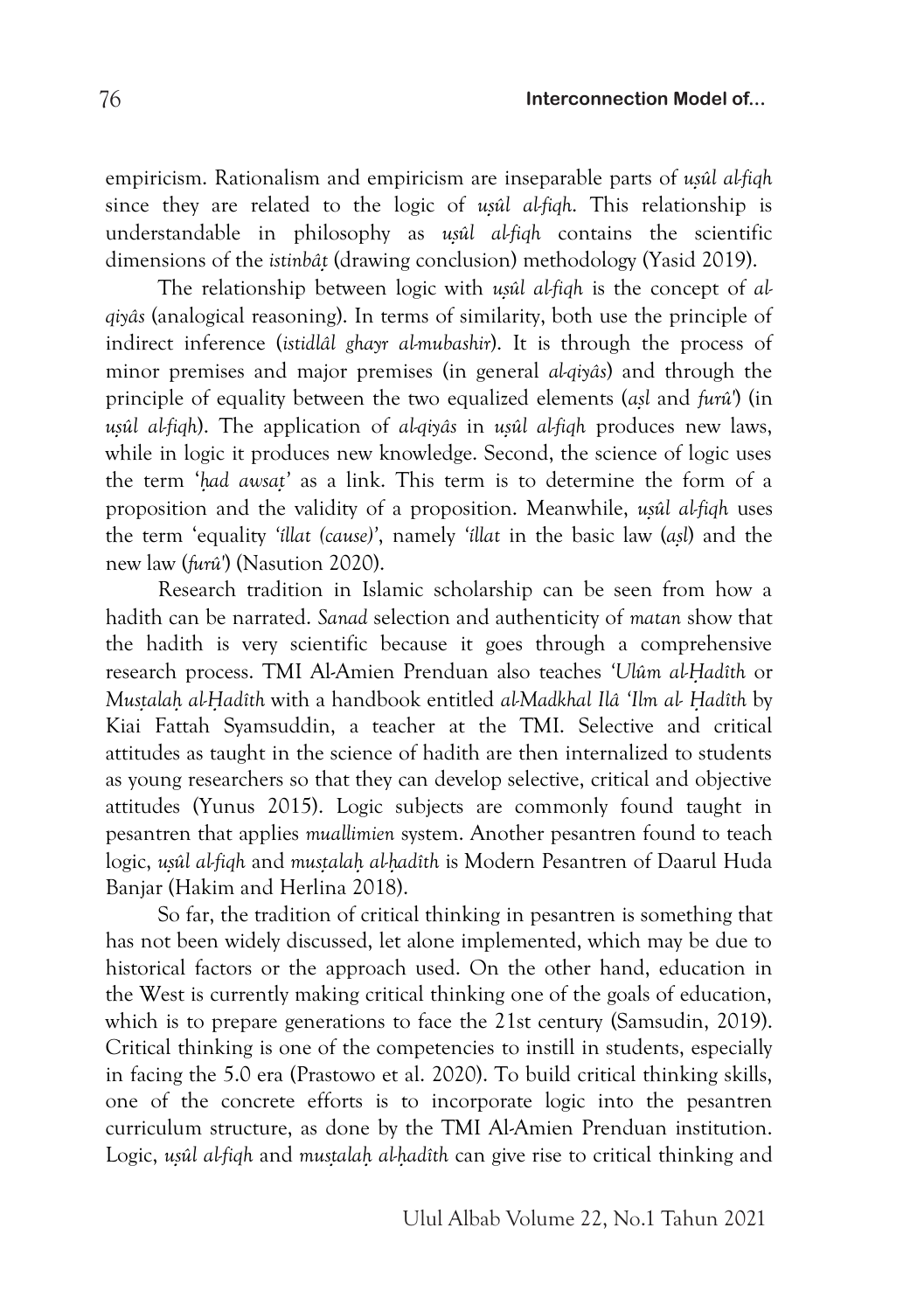empiricism. Rationalism and empiricism are inseparable parts of *uṣûl al-fiqh* since they are related to the logic of *uṣûl al-fiqh*. This relationship is understandable in philosophy as *uṣûl al-fiqh* contains the scientific dimensions of the *istinbâṭ* (drawing conclusion) methodology (Yasid 2019).

The relationship between logic with *uṣûl al-fiqh* is the concept of *al-qiyâs* (analogical reasoning). In terms of similarity, both use the principle of indirect inference (*istidlâl ghayr al-mubashir*). It is through the process of minor premises and major premises (in general *al-qiyâs*) and through the principle of equality between the two equalized elements (*aṣl* and *furû'*) (in *uṣûl al-fiqh*). The application of *al-qiyâs* in *uṣûl al-fiqh* produces new laws, while in logic it produces new knowledge. Second, the science of logic uses the term '*ḥad awsaṭ*' as a link. This term is to determine the form of a proposition and the validity of a proposition. Meanwhile, *uṣûl al-fiqh* uses the term 'equality *'illat (cause)'*, namely *'illat* in the basic law (*aṣl*) and the new law (*furû'*) (Nasution 2020).

Research tradition in Islamic scholarship can be seen from how a hadith can be narrated. *Sanad* selection and authenticity of *matan* show that the hadith is very scientific because it goes through a comprehensive research process. TMI Al-Amien Prenduan also teaches *'Ulûm al-Ḥadîth* or *Musṭalaḥ al-Ḥadîth* with a handbook entitled *al-Madkhal Ilâ 'Ilm al- Ḥadîth* by Kiai Fattah Syamsuddin, a teacher at the TMI. Selective and critical attitudes as taught in the science of hadith are then internalized to students as young researchers so that they can develop selective, critical and objective attitudes (Yunus 2015). Logic subjects are commonly found taught in pesantren that applies *muallimien* system. Another pesantren found to teach logic, *uṣûl al-fiqh* and *musṭalaḥ al-ḥadîth* is Modern Pesantren of Daarul Huda Banjar (Hakim and Herlina 2018).

So far, the tradition of critical thinking in pesantren is something that has not been widely discussed, let alone implemented, which may be due to historical factors or the approach used. On the other hand, education in the West is currently making critical thinking one of the goals of education, which is to prepare generations to face the 21st century (Samsudin, 2019). Critical thinking is one of the competencies to instill in students, especially in facing the 5.0 era (Prastowo et al. 2020). To build critical thinking skills, one of the concrete efforts is to incorporate logic into the pesantren curriculum structure, as done by the TMI Al-Amien Prenduan institution. Logic, *uṣûl al-fiqh* and *musṭalaḥ al-ḥadîth* can give rise to critical thinking and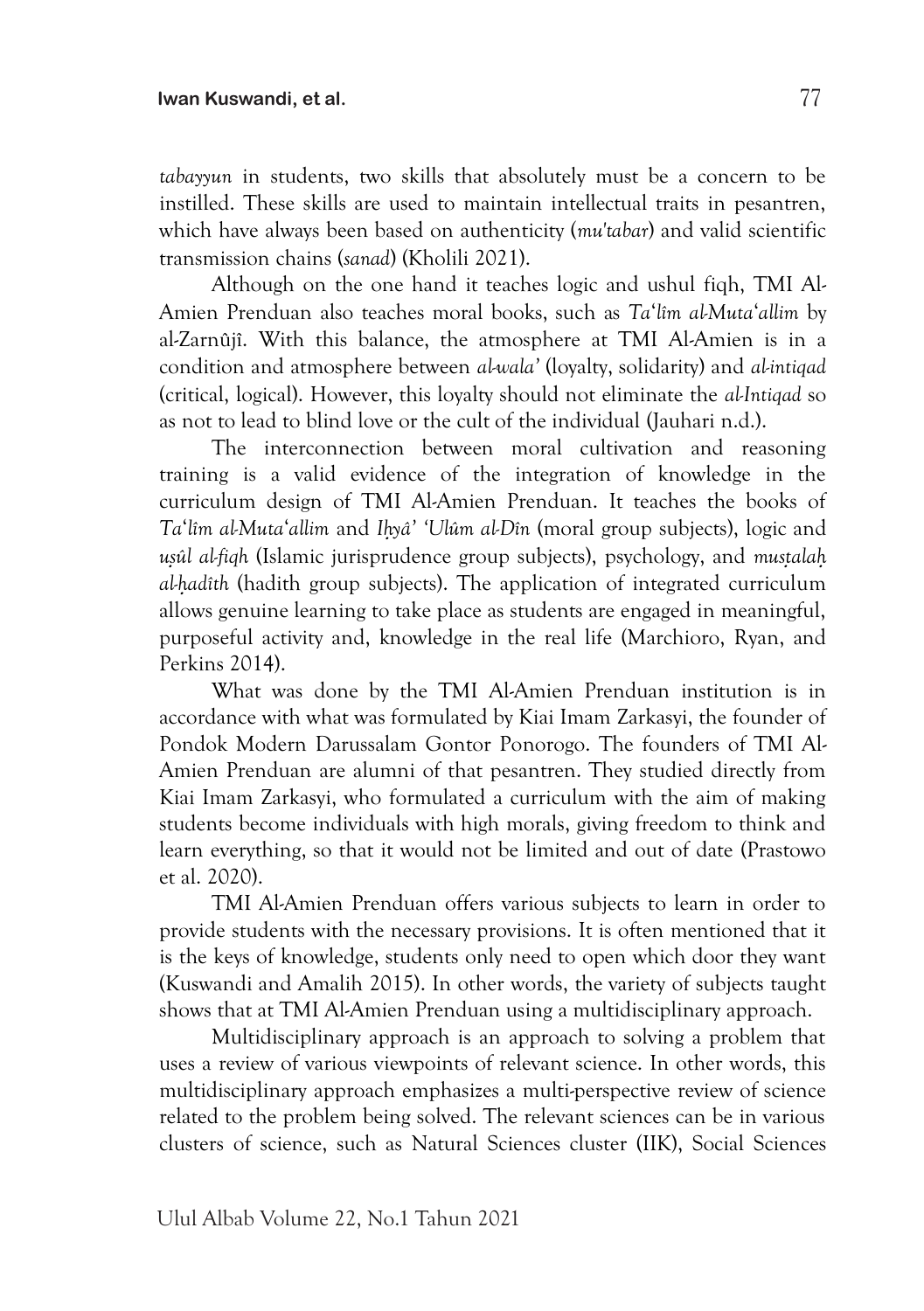*tabayyun* in students, two skills that absolutely must be a concern to be instilled. These skills are used to maintain intellectual traits in pesantren, which have always been based on authenticity (*mu'tabar*) and valid scientific transmission chains (*sanad*) (Kholili 2021).

Although on the one hand it teaches logic and ushul fiqh, TMI Al-Amien Prenduan also teaches moral books, such as *Ta'lîm al-Muta'allim* by al-Zarnûjî. With this balance, the atmosphere at TMI Al-Amien is in a condition and atmosphere between *al-wala'* (loyalty, solidarity) and *al-intiqad* (critical, logical). However, this loyalty should not eliminate the *al-Intiqad* so as not to lead to blind love or the cult of the individual (Jauhari n.d.).

The interconnection between moral cultivation and reasoning training is a valid evidence of the integration of knowledge in the curriculum design of TMI Al-Amien Prenduan. It teaches the books of *Ta'lîm al-Muta'allim* and *Iḥyâ' 'Ulûm al-Dîn* (moral group subjects), logic and *uṣûl al-fiqh* (Islamic jurisprudence group subjects), psychology, and *musṭalaḥ al-ḥadîth* (hadith group subjects). The application of integrated curriculum allows genuine learning to take place as students are engaged in meaningful, purposeful activity and, knowledge in the real life (Marchioro, Ryan, and Perkins 2014).

What was done by the TMI Al-Amien Prenduan institution is in accordance with what was formulated by Kiai Imam Zarkasyi, the founder of Pondok Modern Darussalam Gontor Ponorogo. The founders of TMI Al-Amien Prenduan are alumni of that pesantren. They studied directly from Kiai Imam Zarkasyi, who formulated a curriculum with the aim of making students become individuals with high morals, giving freedom to think and learn everything, so that it would not be limited and out of date (Prastowo et al. 2020).

TMI Al-Amien Prenduan offers various subjects to learn in order to provide students with the necessary provisions. It is often mentioned that it is the keys of knowledge, students only need to open which door they want (Kuswandi and Amalih 2015). In other words, the variety of subjects taught shows that at TMI Al-Amien Prenduan using a multidisciplinary approach.

Multidisciplinary approach is an approach to solving a problem that uses a review of various viewpoints of relevant science. In other words, this multidisciplinary approach emphasizes a multi-perspective review of science related to the problem being solved. The relevant sciences can be in various clusters of science, such as Natural Sciences cluster (IIK), Social Sciences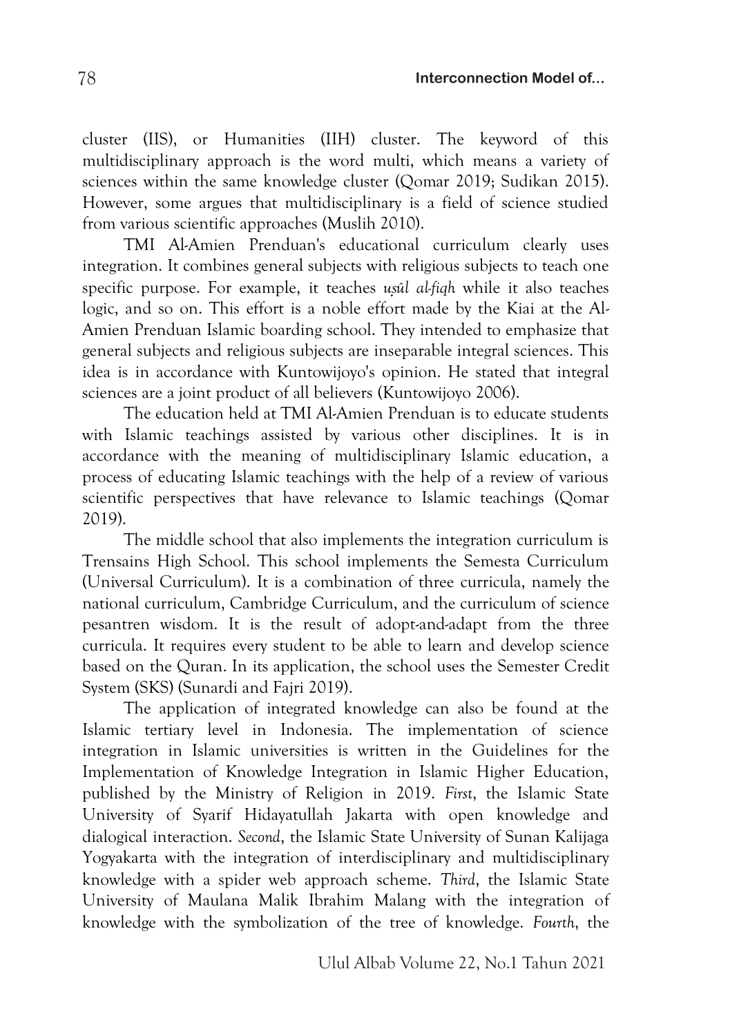cluster (IIS), or Humanities (IIH) cluster. The keyword of this multidisciplinary approach is the word multi, which means a variety of sciences within the same knowledge cluster (Qomar 2019; Sudikan 2015). However, some argues that multidisciplinary is a field of science studied from various scientific approaches (Muslih 2010).

TMI Al-Amien Prenduan's educational curriculum clearly uses integration. It combines general subjects with religious subjects to teach one specific purpose. For example, it teaches *uṣûl al-fiqh* while it also teaches logic, and so on. This effort is a noble effort made by the Kiai at the Al-Amien Prenduan Islamic boarding school. They intended to emphasize that general subjects and religious subjects are inseparable integral sciences. This idea is in accordance with Kuntowijoyo's opinion. He stated that integral sciences are a joint product of all believers (Kuntowijoyo 2006).

The education held at TMI Al-Amien Prenduan is to educate students with Islamic teachings assisted by various other disciplines. It is in accordance with the meaning of multidisciplinary Islamic education, a process of educating Islamic teachings with the help of a review of various scientific perspectives that have relevance to Islamic teachings (Qomar 2019).

The middle school that also implements the integration curriculum is Trensains High School. This school implements the Semesta Curriculum (Universal Curriculum). It is a combination of three curricula, namely the national curriculum, Cambridge Curriculum, and the curriculum of science pesantren wisdom. It is the result of adopt-and-adapt from the three curricula. It requires every student to be able to learn and develop science based on the Quran. In its application, the school uses the Semester Credit System (SKS) (Sunardi and Fajri 2019).

The application of integrated knowledge can also be found at the Islamic tertiary level in Indonesia. The implementation of science integration in Islamic universities is written in the Guidelines for the Implementation of Knowledge Integration in Islamic Higher Education, published by the Ministry of Religion in 2019. *First*, the Islamic State University of Syarif Hidayatullah Jakarta with open knowledge and dialogical interaction. *Second*, the Islamic State University of Sunan Kalijaga Yogyakarta with the integration of interdisciplinary and multidisciplinary knowledge with a spider web approach scheme. *Third*, the Islamic State University of Maulana Malik Ibrahim Malang with the integration of knowledge with the symbolization of the tree of knowledge. *Fourth*, the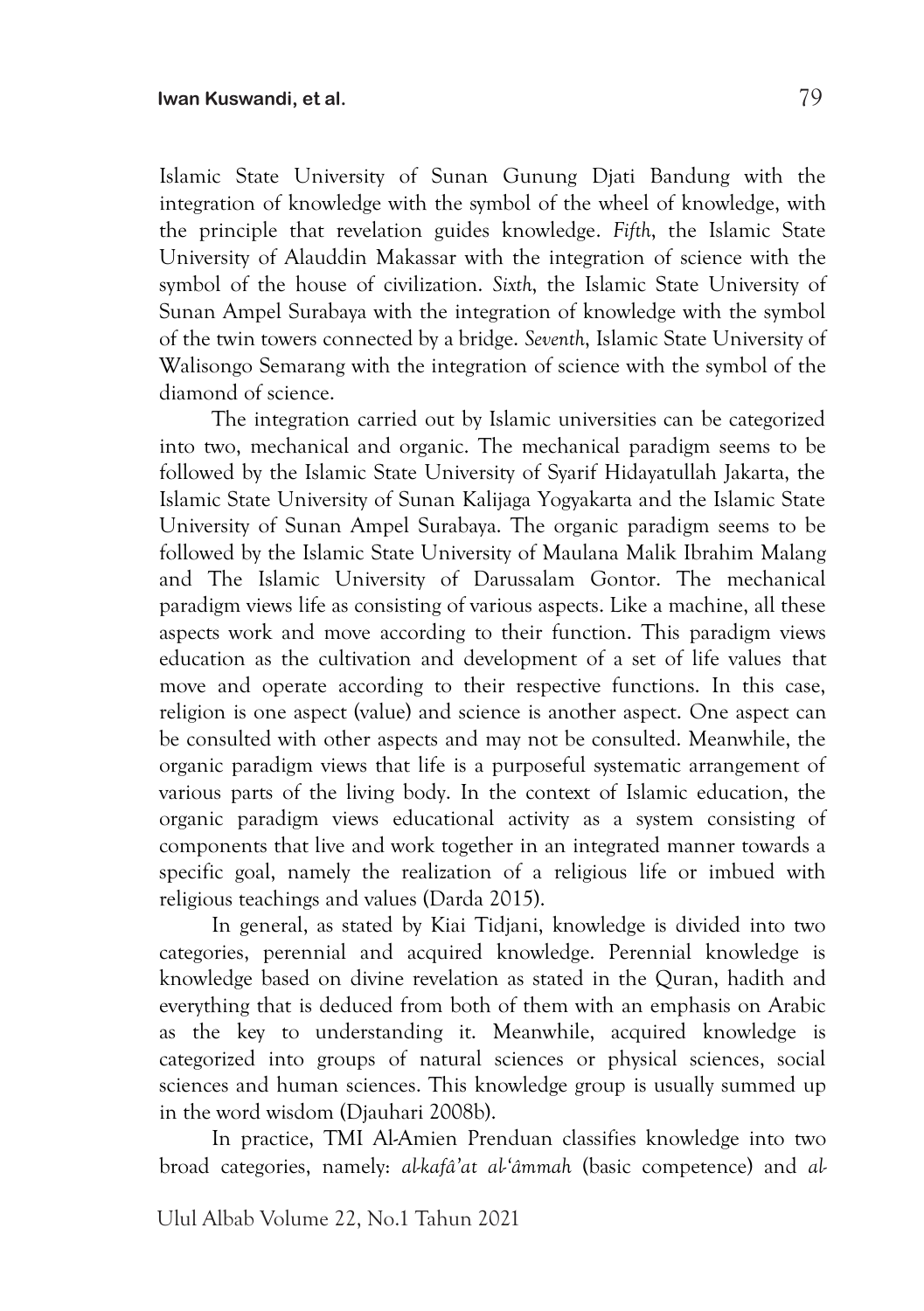Islamic State University of Sunan Gunung Djati Bandung with the integration of knowledge with the symbol of the wheel of knowledge, with the principle that revelation guides knowledge. *Fifth*, the Islamic State University of Alauddin Makassar with the integration of science with the symbol of the house of civilization. *Sixth*, the Islamic State University of Sunan Ampel Surabaya with the integration of knowledge with the symbol of the twin towers connected by a bridge. *Seventh*, Islamic State University of Walisongo Semarang with the integration of science with the symbol of the diamond of science.

The integration carried out by Islamic universities can be categorized into two, mechanical and organic. The mechanical paradigm seems to be followed by the Islamic State University of Syarif Hidayatullah Jakarta, the Islamic State University of Sunan Kalijaga Yogyakarta and the Islamic State University of Sunan Ampel Surabaya. The organic paradigm seems to be followed by the Islamic State University of Maulana Malik Ibrahim Malang and The Islamic University of Darussalam Gontor. The mechanical paradigm views life as consisting of various aspects. Like a machine, all these aspects work and move according to their function. This paradigm views education as the cultivation and development of a set of life values that move and operate according to their respective functions. In this case, religion is one aspect (value) and science is another aspect. One aspect can be consulted with other aspects and may not be consulted. Meanwhile, the organic paradigm views that life is a purposeful systematic arrangement of various parts of the living body. In the context of Islamic education, the organic paradigm views educational activity as a system consisting of components that live and work together in an integrated manner towards a specific goal, namely the realization of a religious life or imbued with religious teachings and values (Darda 2015).

In general, as stated by Kiai Tidjani, knowledge is divided into two categories, perennial and acquired knowledge. Perennial knowledge is knowledge based on divine revelation as stated in the Quran, hadith and everything that is deduced from both of them with an emphasis on Arabic as the key to understanding it. Meanwhile, acquired knowledge is categorized into groups of natural sciences or physical sciences, social sciences and human sciences. This knowledge group is usually summed up in the word wisdom (Djauhari 2008b).

In practice, TMI Al-Amien Prenduan classifies knowledge into two broad categories, namely: *al-kafâ'at al-'âmmah* (basic competence) and *al-*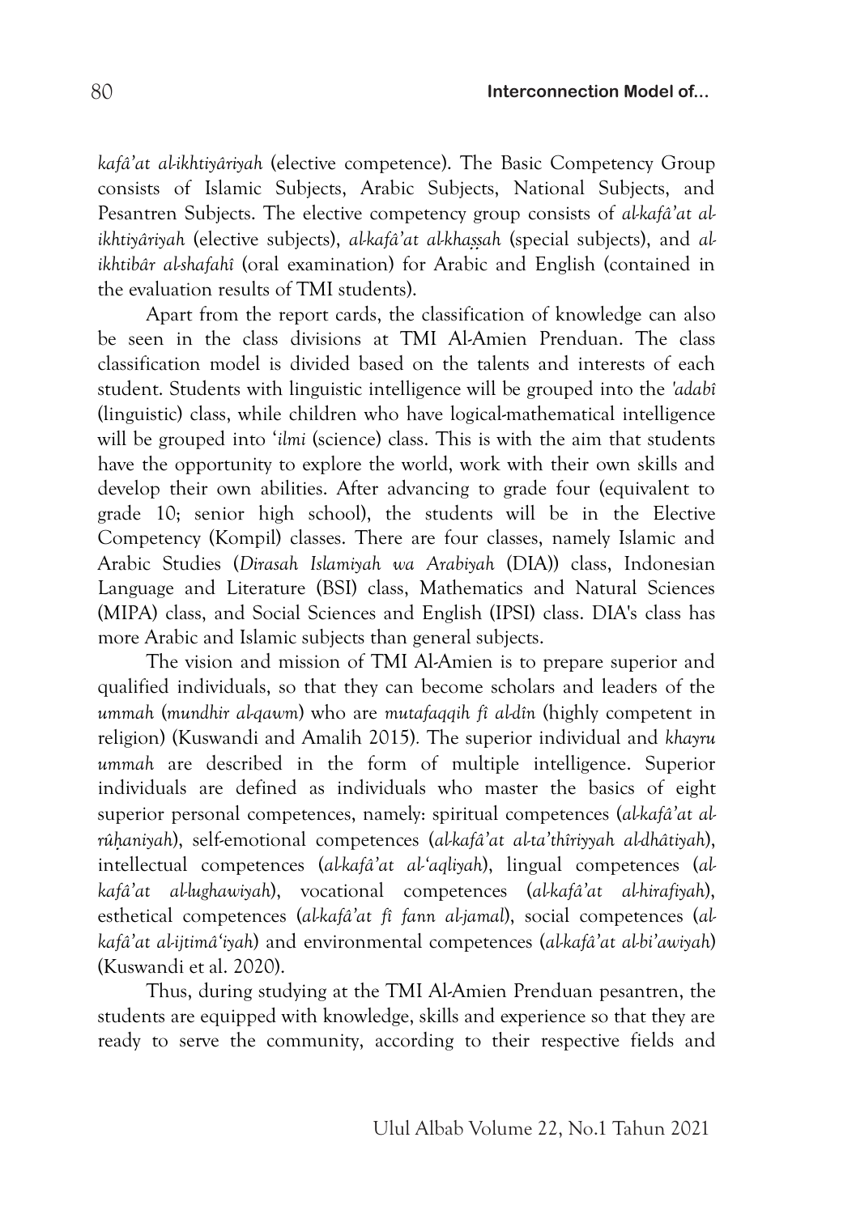*kafâ'at al-ikhtiyâriyah* (elective competence). The Basic Competency Group consists of Islamic Subjects, Arabic Subjects, National Subjects, and Pesantren Subjects. The elective competency group consists of *al-kafâ'at al-ikhtiyâriyah* (elective subjects), *al-kafâ'at al-khaṣṣah* (special subjects), and *al-ikhtibâr al-shafahî* (oral examination) for Arabic and English (contained in the evaluation results of TMI students).

Apart from the report cards, the classification of knowledge can also be seen in the class divisions at TMI Al-Amien Prenduan. The class classification model is divided based on the talents and interests of each student. Students with linguistic intelligence will be grouped into the *'adabî* (linguistic) class, while children who have logical-mathematical intelligence will be grouped into *'ilmi* (science) class. This is with the aim that students have the opportunity to explore the world, work with their own skills and develop their own abilities. After advancing to grade four (equivalent to grade 10; senior high school), the students will be in the Elective Competency (Kompil) classes. There are four classes, namely Islamic and Arabic Studies (*Dirasah Islamiyah wa Arabiyah* (DIA)) class, Indonesian Language and Literature (BSI) class, Mathematics and Natural Sciences (MIPA) class, and Social Sciences and English (IPSI) class. DIA's class has more Arabic and Islamic subjects than general subjects.

The vision and mission of TMI Al-Amien is to prepare superior and qualified individuals, so that they can become scholars and leaders of the *ummah* (*mundhir al-qawm*) who are *mutafaqqih fî al-dîn* (highly competent in religion) (Kuswandi and Amalih 2015). The superior individual and *khayru ummah* are described in the form of multiple intelligence. Superior individuals are defined as individuals who master the basics of eight superior personal competences, namely: spiritual competences (*al-kafâ'at al-rûḥaniyah*), self-emotional competences (*al-kafâ'at al-ta'thîriyyah al-dhâtiyah*), intellectual competences (*al-kafâ'at al-'aqliyah*), lingual competences (*al-kafâ'at al-lughawiyah*), vocational competences (*al-kafâ'at al-hirafiyah*), esthetical competences (*al-kafâ'at fî fann al-jamal*), social competences (*al-kafâ'at al-ijtimâ'iyah*) and environmental competences (*al-kafâ'at al-bi'awiyah*) (Kuswandi et al. 2020).

Thus, during studying at the TMI Al-Amien Prenduan pesantren, the students are equipped with knowledge, skills and experience so that they are ready to serve the community, according to their respective fields and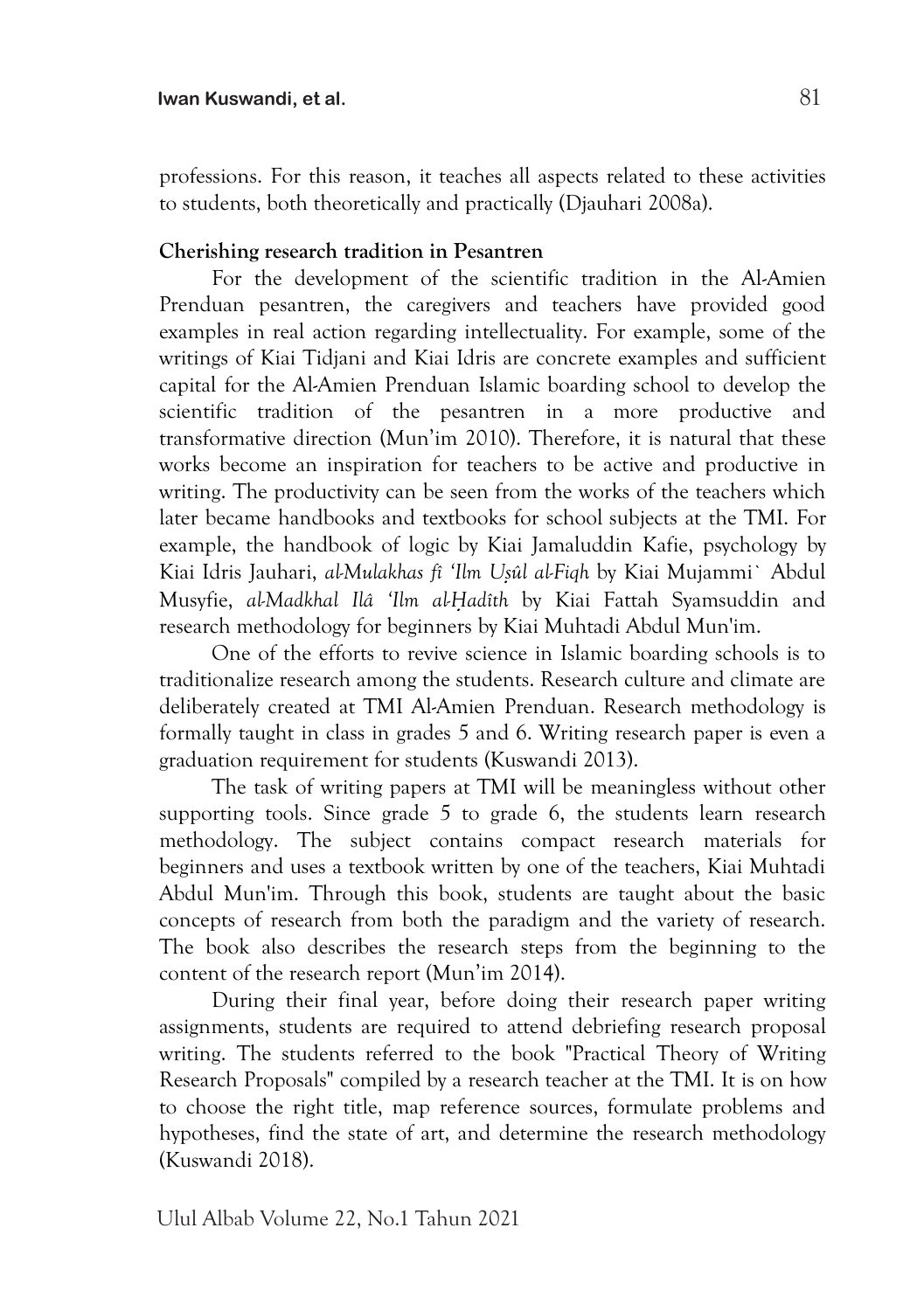professions. For this reason, it teaches all aspects related to these activities to students, both theoretically and practically (Djauhari 2008a).

**Cherishing research tradition in Pesantren**

For the development of the scientific tradition in the Al-Amien Prenduan pesantren, the caregivers and teachers have provided good examples in real action regarding intellectuality. For example, some of the writings of Kiai Tidjani and Kiai Idris are concrete examples and sufficient capital for the Al-Amien Prenduan Islamic boarding school to develop the scientific tradition of the pesantren in a more productive and transformative direction (Mun'im 2010). Therefore, it is natural that these works become an inspiration for teachers to be active and productive in writing. The productivity can be seen from the works of the teachers which later became handbooks and textbooks for school subjects at the TMI. For example, the handbook of logic by Kiai Jamaluddin Kafie, psychology by Kiai Idris Jauhari, *al-Mulakhas fi 'Ilm Uṣûl al-Fiqh* by Kiai Mujammi` Abdul Musyfie, *al-Madkhal Ilâ 'Ilm al-Ḥadîth* by Kiai Fattah Syamsuddin and research methodology for beginners by Kiai Muhtadi Abdul Mun'im.

One of the efforts to revive science in Islamic boarding schools is to traditionalize research among the students. Research culture and climate are deliberately created at TMI Al-Amien Prenduan. Research methodology is formally taught in class in grades 5 and 6. Writing research paper is even a graduation requirement for students (Kuswandi 2013).

The task of writing papers at TMI will be meaningless without other supporting tools. Since grade 5 to grade 6, the students learn research methodology. The subject contains compact research materials for beginners and uses a textbook written by one of the teachers, Kiai Muhtadi Abdul Mun'im. Through this book, students are taught about the basic concepts of research from both the paradigm and the variety of research. The book also describes the research steps from the beginning to the content of the research report (Mun'im 2014).

During their final year, before doing their research paper writing assignments, students are required to attend debriefing research proposal writing. The students referred to the book "Practical Theory of Writing Research Proposals" compiled by a research teacher at the TMI. It is on how to choose the right title, map reference sources, formulate problems and hypotheses, find the state of art, and determine the research methodology (Kuswandi 2018).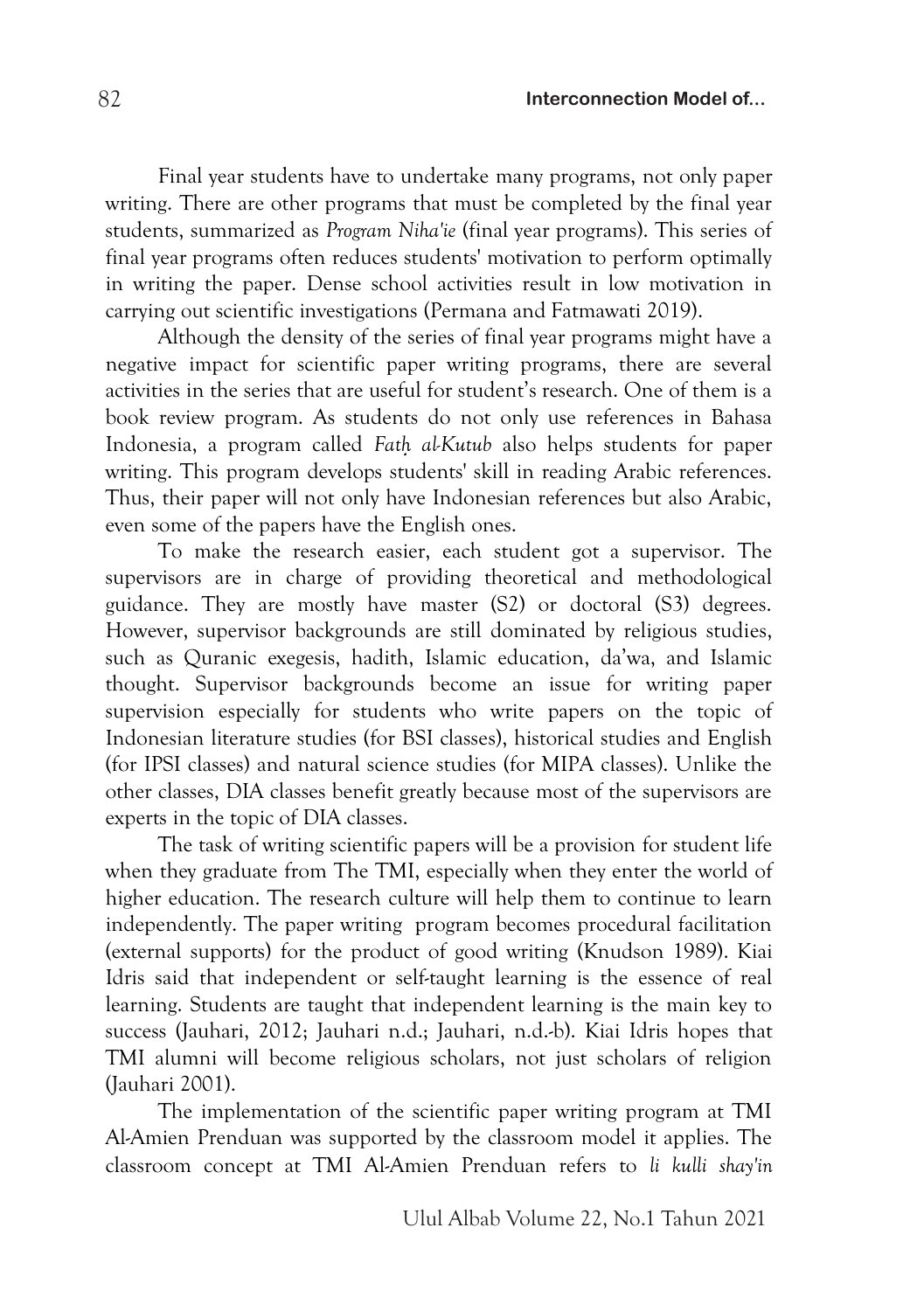Final year students have to undertake many programs, not only paper writing. There are other programs that must be completed by the final year students, summarized as *Program Niha'ie* (final year programs). This series of final year programs often reduces students' motivation to perform optimally in writing the paper. Dense school activities result in low motivation in carrying out scientific investigations (Permana and Fatmawati 2019).

Although the density of the series of final year programs might have a negative impact for scientific paper writing programs, there are several activities in the series that are useful for student's research. One of them is a book review program. As students do not only use references in Bahasa Indonesia, a program called *Fatḥ al-Kutub* also helps students for paper writing. This program develops students' skill in reading Arabic references. Thus, their paper will not only have Indonesian references but also Arabic, even some of the papers have the English ones.

To make the research easier, each student got a supervisor. The supervisors are in charge of providing theoretical and methodological guidance. They are mostly have master (S2) or doctoral (S3) degrees. However, supervisor backgrounds are still dominated by religious studies, such as Quranic exegesis, hadith, Islamic education, da'wa, and Islamic thought. Supervisor backgrounds become an issue for writing paper supervision especially for students who write papers on the topic of Indonesian literature studies (for BSI classes), historical studies and English (for IPSI classes) and natural science studies (for MIPA classes). Unlike the other classes, DIA classes benefit greatly because most of the supervisors are experts in the topic of DIA classes.

The task of writing scientific papers will be a provision for student life when they graduate from The TMI, especially when they enter the world of higher education. The research culture will help them to continue to learn independently. The paper writing program becomes procedural facilitation (external supports) for the product of good writing (Knudson 1989). Kiai Idris said that independent or self-taught learning is the essence of real learning. Students are taught that independent learning is the main key to success (Jauhari, 2012; Jauhari n.d.; Jauhari, n.d.-b). Kiai Idris hopes that TMI alumni will become religious scholars, not just scholars of religion (Jauhari 2001).

The implementation of the scientific paper writing program at TMI Al-Amien Prenduan was supported by the classroom model it applies. The classroom concept at TMI Al-Amien Prenduan refers to *li kulli shay'in*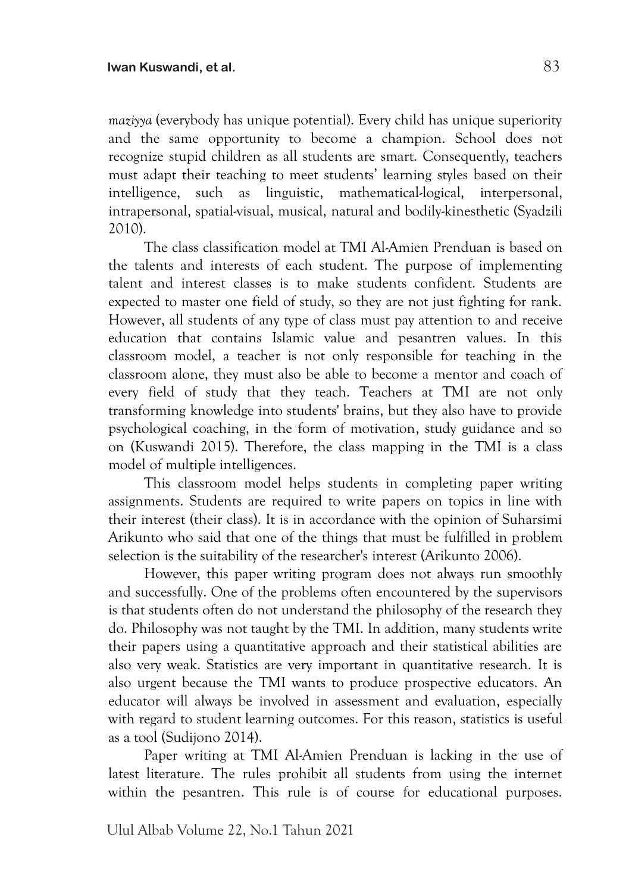*maziyya* (everybody has unique potential). Every child has unique superiority and the same opportunity to become a champion. School does not recognize stupid children as all students are smart. Consequently, teachers must adapt their teaching to meet students' learning styles based on their intelligence, such as linguistic, mathematical-logical, interpersonal, intrapersonal, spatial-visual, musical, natural and bodily-kinesthetic (Syadzili 2010).

The class classification model at TMI Al-Amien Prenduan is based on the talents and interests of each student. The purpose of implementing talent and interest classes is to make students confident. Students are expected to master one field of study, so they are not just fighting for rank. However, all students of any type of class must pay attention to and receive education that contains Islamic value and pesantren values. In this classroom model, a teacher is not only responsible for teaching in the classroom alone, they must also be able to become a mentor and coach of every field of study that they teach. Teachers at TMI are not only transforming knowledge into students' brains, but they also have to provide psychological coaching, in the form of motivation, study guidance and so on (Kuswandi 2015). Therefore, the class mapping in the TMI is a class model of multiple intelligences.

This classroom model helps students in completing paper writing assignments. Students are required to write papers on topics in line with their interest (their class). It is in accordance with the opinion of Suharsimi Arikunto who said that one of the things that must be fulfilled in problem selection is the suitability of the researcher's interest (Arikunto 2006).

However, this paper writing program does not always run smoothly and successfully. One of the problems often encountered by the supervisors is that students often do not understand the philosophy of the research they do. Philosophy was not taught by the TMI. In addition, many students write their papers using a quantitative approach and their statistical abilities are also very weak. Statistics are very important in quantitative research. It is also urgent because the TMI wants to produce prospective educators. An educator will always be involved in assessment and evaluation, especially with regard to student learning outcomes. For this reason, statistics is useful as a tool (Sudijono 2014).

Paper writing at TMI Al-Amien Prenduan is lacking in the use of latest literature. The rules prohibit all students from using the internet within the pesantren. This rule is of course for educational purposes.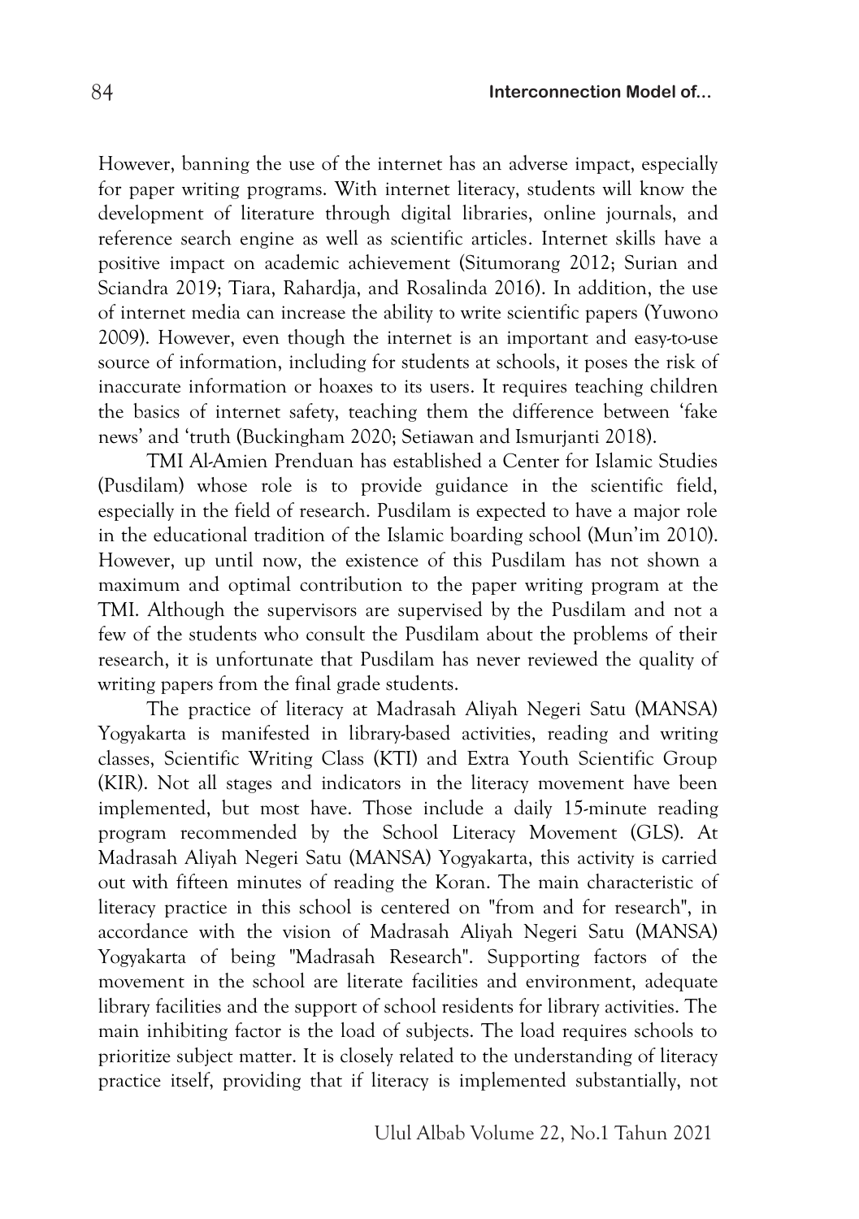However, banning the use of the internet has an adverse impact, especially for paper writing programs. With internet literacy, students will know the development of literature through digital libraries, online journals, and reference search engine as well as scientific articles. Internet skills have a positive impact on academic achievement (Situmorang 2012; Surian and Sciandra 2019; Tiara, Rahardja, and Rosalinda 2016). In addition, the use of internet media can increase the ability to write scientific papers (Yuwono 2009). However, even though the internet is an important and easy-to-use source of information, including for students at schools, it poses the risk of inaccurate information or hoaxes to its users. It requires teaching children the basics of internet safety, teaching them the difference between 'fake news' and 'truth (Buckingham 2020; Setiawan and Ismurjanti 2018).

TMI Al-Amien Prenduan has established a Center for Islamic Studies (Pusdilam) whose role is to provide guidance in the scientific field, especially in the field of research. Pusdilam is expected to have a major role in the educational tradition of the Islamic boarding school (Mun'im 2010). However, up until now, the existence of this Pusdilam has not shown a maximum and optimal contribution to the paper writing program at the TMI. Although the supervisors are supervised by the Pusdilam and not a few of the students who consult the Pusdilam about the problems of their research, it is unfortunate that Pusdilam has never reviewed the quality of writing papers from the final grade students.

The practice of literacy at Madrasah Aliyah Negeri Satu (MANSA) Yogyakarta is manifested in library-based activities, reading and writing classes, Scientific Writing Class (KTI) and Extra Youth Scientific Group (KIR). Not all stages and indicators in the literacy movement have been implemented, but most have. Those include a daily 15-minute reading program recommended by the School Literacy Movement (GLS). At Madrasah Aliyah Negeri Satu (MANSA) Yogyakarta, this activity is carried out with fifteen minutes of reading the Koran. The main characteristic of literacy practice in this school is centered on "from and for research", in accordance with the vision of Madrasah Aliyah Negeri Satu (MANSA) Yogyakarta of being "Madrasah Research". Supporting factors of the movement in the school are literate facilities and environment, adequate library facilities and the support of school residents for library activities. The main inhibiting factor is the load of subjects. The load requires schools to prioritize subject matter. It is closely related to the understanding of literacy practice itself, providing that if literacy is implemented substantially, not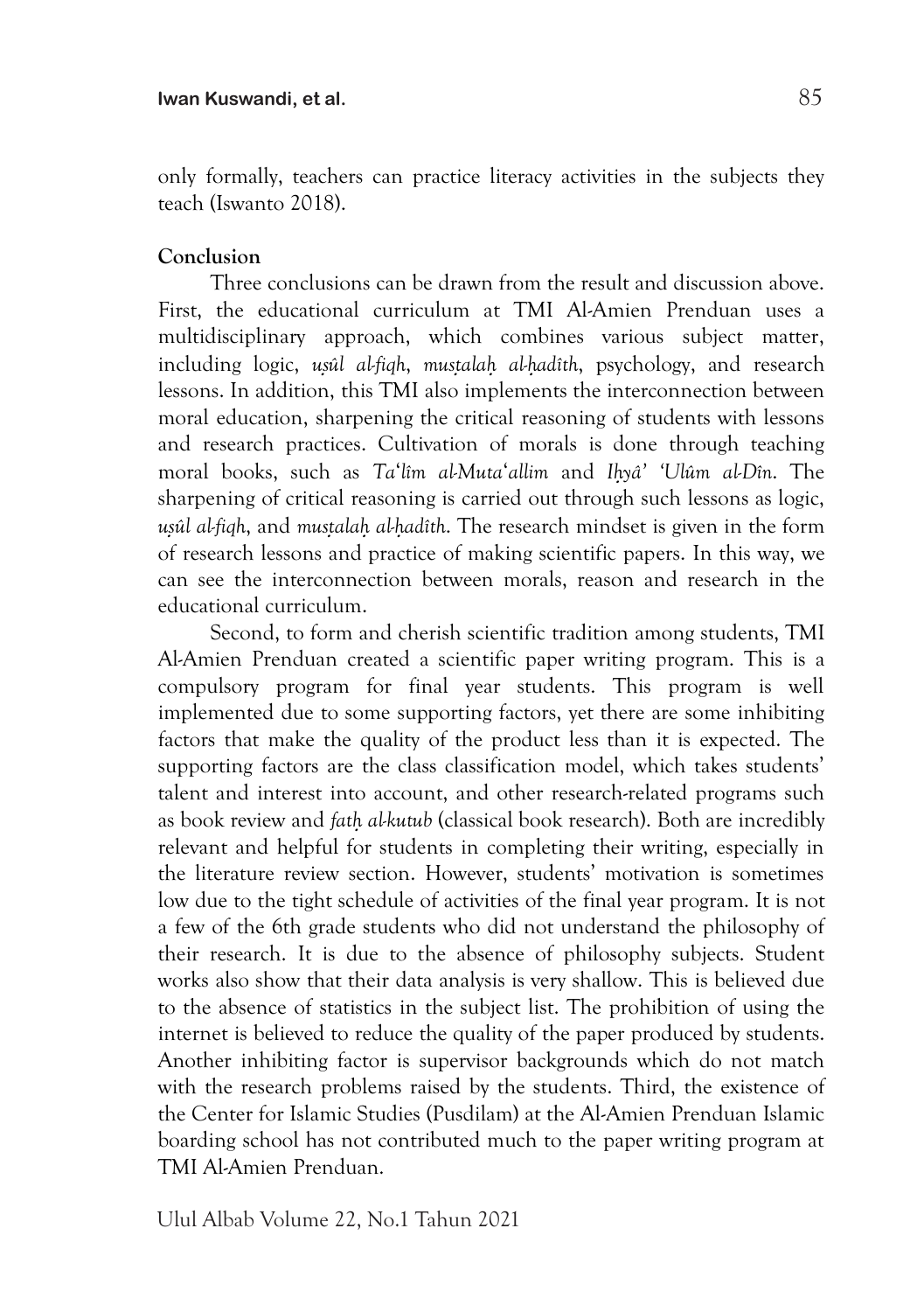only formally, teachers can practice literacy activities in the subjects they teach (Iswanto 2018).

## Conclusion

Three conclusions can be drawn from the result and discussion above. First, the educational curriculum at TMI Al-Amien Prenduan uses a multidisciplinary approach, which combines various subject matter, including logic, *uṣûl al-fiqh*, *musṭalaḥ al-ḥadîth*, psychology, and research lessons. In addition, this TMI also implements the interconnection between moral education, sharpening the critical reasoning of students with lessons and research practices. Cultivation of morals is done through teaching moral books, such as *Ta'lîm al-Muta'allim* and *Iḥyâ' 'Ulûm al-Dîn*. The sharpening of critical reasoning is carried out through such lessons as logic, *uṣûl al-fiqh*, and *musṭalaḥ al-ḥadîth*. The research mindset is given in the form of research lessons and practice of making scientific papers. In this way, we can see the interconnection between morals, reason and research in the educational curriculum.

Second, to form and cherish scientific tradition among students, TMI Al-Amien Prenduan created a scientific paper writing program. This is a compulsory program for final year students. This program is well implemented due to some supporting factors, yet there are some inhibiting factors that make the quality of the product less than it is expected. The supporting factors are the class classification model, which takes students' talent and interest into account, and other research-related programs such as book review and *fatḥ al-kutub* (classical book research). Both are incredibly relevant and helpful for students in completing their writing, especially in the literature review section. However, students' motivation is sometimes low due to the tight schedule of activities of the final year program. It is not a few of the 6th grade students who did not understand the philosophy of their research. It is due to the absence of philosophy subjects. Student works also show that their data analysis is very shallow. This is believed due to the absence of statistics in the subject list. The prohibition of using the internet is believed to reduce the quality of the paper produced by students. Another inhibiting factor is supervisor backgrounds which do not match with the research problems raised by the students. Third, the existence of the Center for Islamic Studies (Pusdilam) at the Al-Amien Prenduan Islamic boarding school has not contributed much to the paper writing program at TMI Al-Amien Prenduan.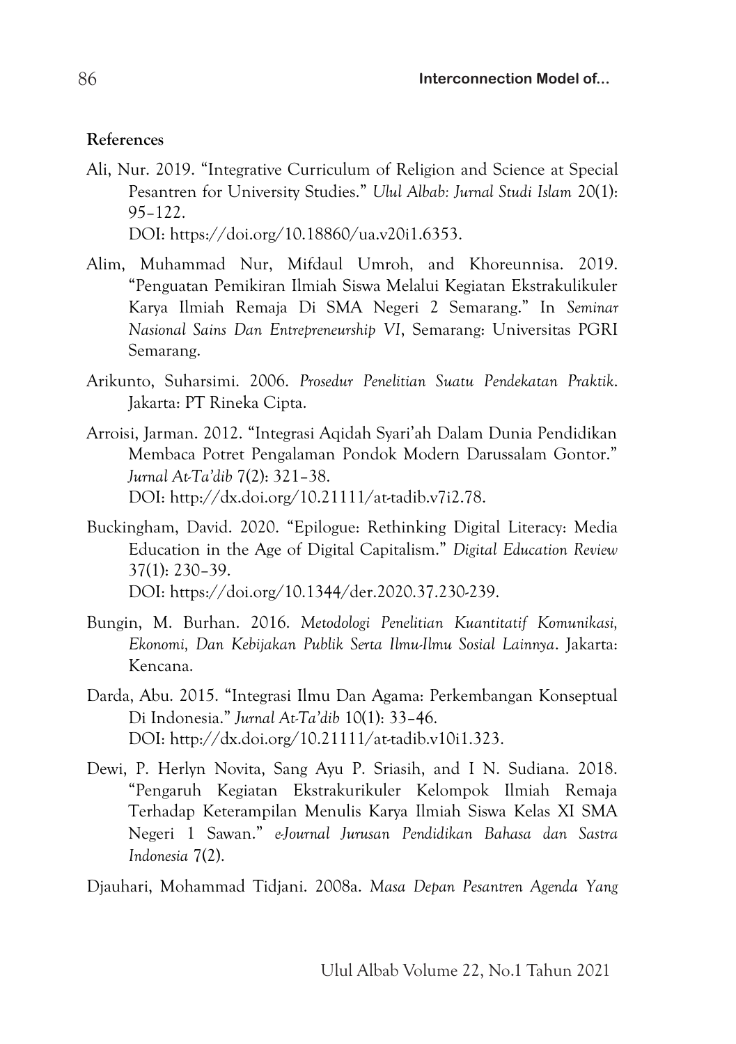**References**

Ali, Nur. 2019. "Integrative Curriculum of Religion and Science at Special Pesantren for University Studies." *Ulul Albab: Jurnal Studi Islam* 20(1): 95–122.
DOI: https://doi.org/10.18860/ua.v20i1.6353.

Alim, Muhammad Nur, Mifdaul Umroh, and Khoreunnisa. 2019. "Penguatan Pemikiran Ilmiah Siswa Melalui Kegiatan Ekstrakulikuler Karya Ilmiah Remaja Di SMA Negeri 2 Semarang." In *Seminar Nasional Sains Dan Entrepreneurship VI*, Semarang: Universitas PGRI Semarang.

Arikunto, Suharsimi. 2006. *Prosedur Penelitian Suatu Pendekatan Praktik*. Jakarta: PT Rineka Cipta.

Arroisi, Jarman. 2012. "Integrasi Aqidah Syari'ah Dalam Dunia Pendidikan Membaca Potret Pengalaman Pondok Modern Darussalam Gontor." *Jurnal At-Ta'dib* 7(2): 321–38.
DOI: http://dx.doi.org/10.21111/at-tadib.v7i2.78.

Buckingham, David. 2020. "Epilogue: Rethinking Digital Literacy: Media Education in the Age of Digital Capitalism." *Digital Education Review* 37(1): 230–39.
DOI: https://doi.org/10.1344/der.2020.37.230-239.

Bungin, M. Burhan. 2016. *Metodologi Penelitian Kuantitatif Komunikasi, Ekonomi, Dan Kebijakan Publik Serta Ilmu-Ilmu Sosial Lainnya*. Jakarta: Kencana.

Darda, Abu. 2015. "Integrasi Ilmu Dan Agama: Perkembangan Konseptual Di Indonesia." *Jurnal At-Ta'dib* 10(1): 33–46.
DOI: http://dx.doi.org/10.21111/at-tadib.v10i1.323.

Dewi, P. Herlyn Novita, Sang Ayu P. Sriasih, and I N. Sudiana. 2018. "Pengaruh Kegiatan Ekstrakurikuler Kelompok Ilmiah Remaja Terhadap Keterampilan Menulis Karya Ilmiah Siswa Kelas XI SMA Negeri 1 Sawan." *e-Journal Jurusan Pendidikan Bahasa dan Sastra Indonesia* 7(2).

Djauhari, Mohammad Tidjani. 2008a. *Masa Depan Pesantren Agenda Yang*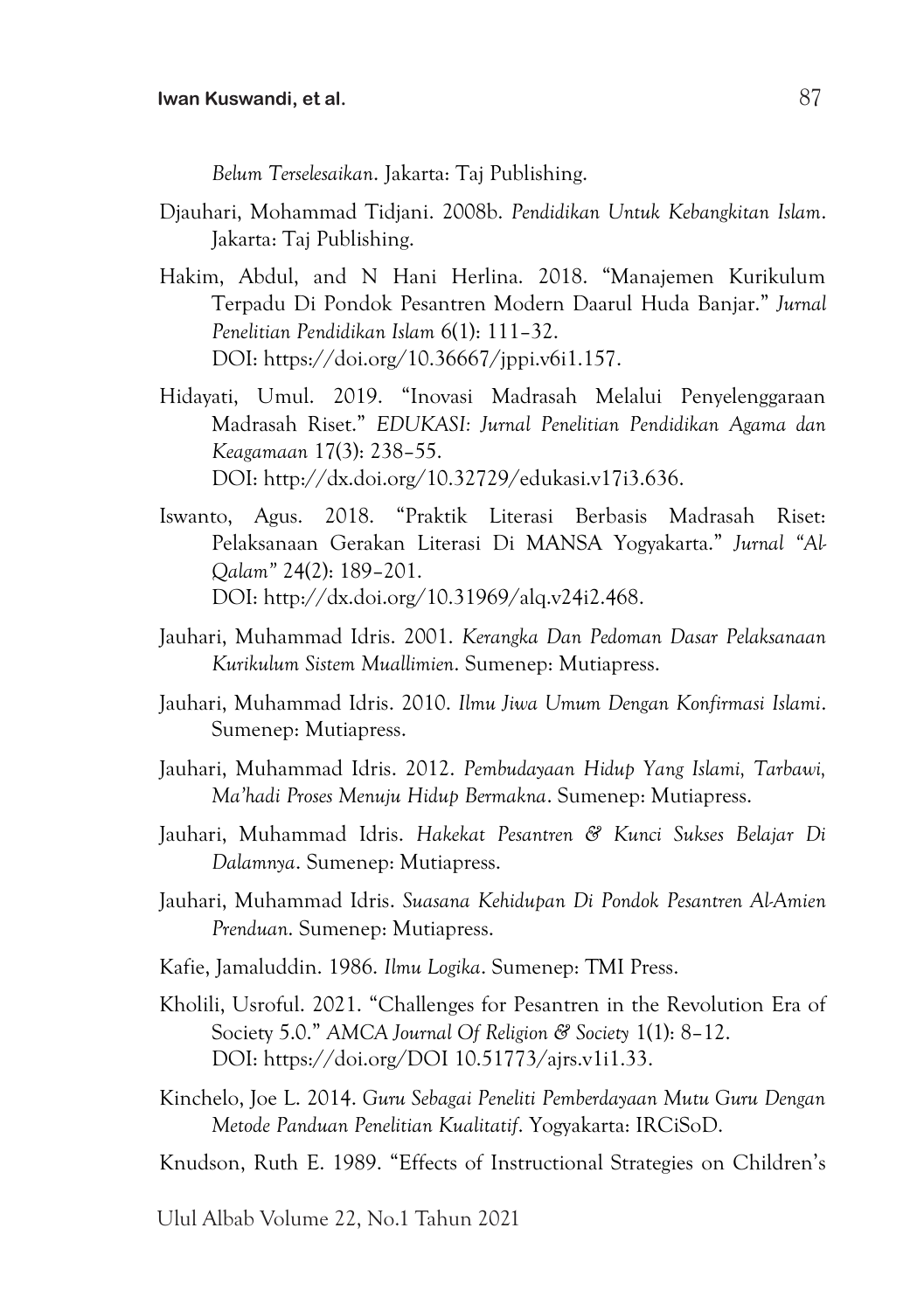*Belum Terselesaikan*. Jakarta: Taj Publishing.

Djauhari, Mohammad Tidjani. 2008b. *Pendidikan Untuk Kebangkitan Islam*. Jakarta: Taj Publishing.

Hakim, Abdul, and N Hani Herlina. 2018. "Manajemen Kurikulum Terpadu Di Pondok Pesantren Modern Daarul Huda Banjar." *Jurnal Penelitian Pendidikan Islam* 6(1): 111–32. DOI: https://doi.org/10.36667/jppi.v6i1.157.

Hidayati, Umul. 2019. "Inovasi Madrasah Melalui Penyelenggaraan Madrasah Riset." *EDUKASI: Jurnal Penelitian Pendidikan Agama dan Keagamaan* 17(3): 238–55. DOI: http://dx.doi.org/10.32729/edukasi.v17i3.636.

Iswanto, Agus. 2018. "Praktik Literasi Berbasis Madrasah Riset: Pelaksanaan Gerakan Literasi Di MANSA Yogyakarta." *Jurnal "Al-Qalam"* 24(2): 189–201. DOI: http://dx.doi.org/10.31969/alq.v24i2.468.

Jauhari, Muhammad Idris. 2001. *Kerangka Dan Pedoman Dasar Pelaksanaan Kurikulum Sistem Muallimien*. Sumenep: Mutiapress.

Jauhari, Muhammad Idris. 2010. *Ilmu Jiwa Umum Dengan Konfirmasi Islami*. Sumenep: Mutiapress.

Jauhari, Muhammad Idris. 2012. *Pembudayaan Hidup Yang Islami, Tarbawi, Ma'hadi Proses Menuju Hidup Bermakna*. Sumenep: Mutiapress.

Jauhari, Muhammad Idris. *Hakekat Pesantren & Kunci Sukses Belajar Di Dalamnya*. Sumenep: Mutiapress.

Jauhari, Muhammad Idris. *Suasana Kehidupan Di Pondok Pesantren Al-Amien Prenduan*. Sumenep: Mutiapress.

Kafie, Jamaluddin. 1986. *Ilmu Logika*. Sumenep: TMI Press.

Kholili, Usroful. 2021. "Challenges for Pesantren in the Revolution Era of Society 5.0." *AMCA Journal Of Religion & Society* 1(1): 8–12. DOI: https://doi.org/DOI 10.51773/ajrs.v1i1.33.

Kinchelo, Joe L. 2014. *Guru Sebagai Peneliti Pemberdayaan Mutu Guru Dengan Metode Panduan Penelitian Kualitatif*. Yogyakarta: IRCiSoD.

Knudson, Ruth E. 1989. "Effects of Instructional Strategies on Children's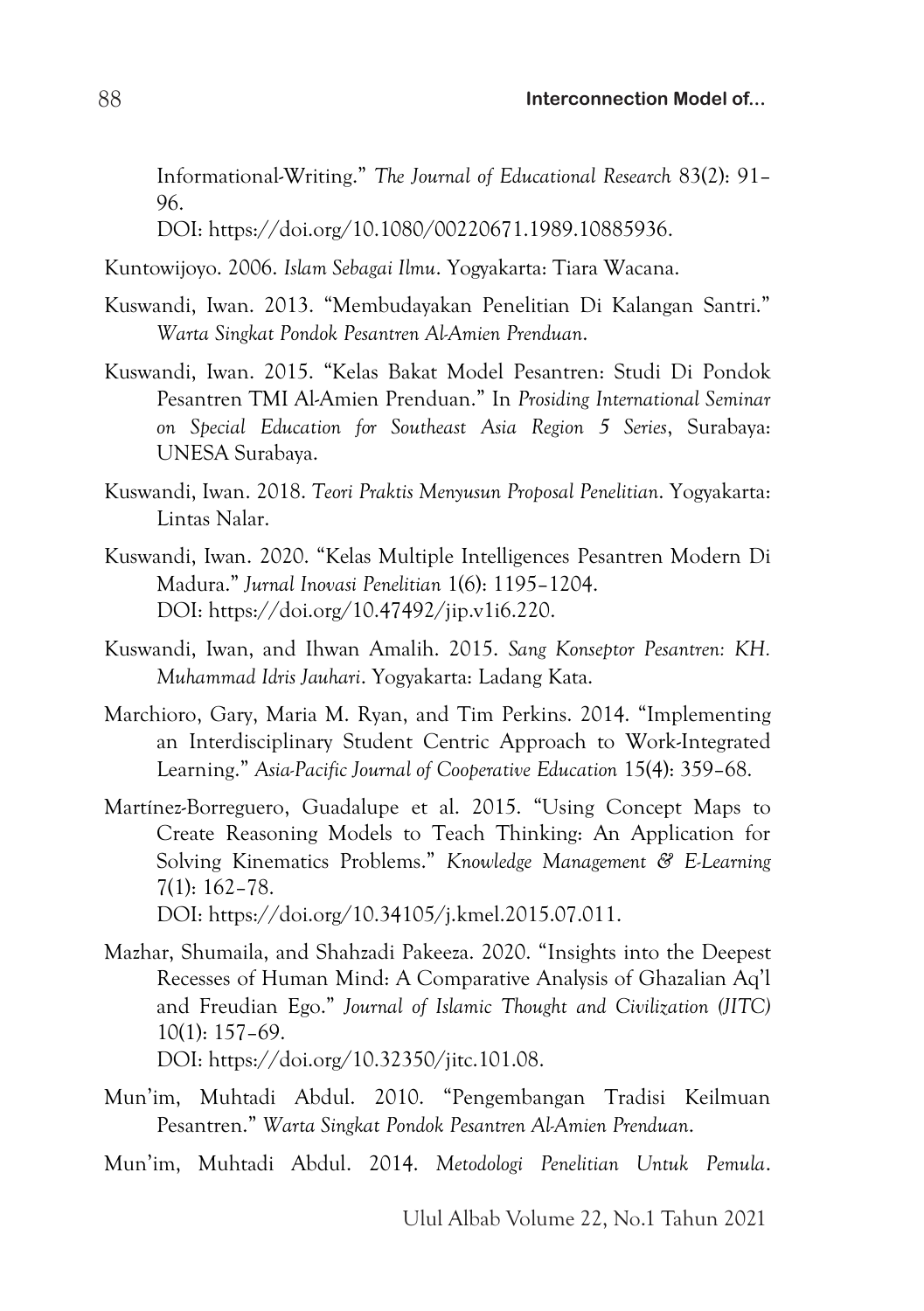Informational-Writing." *The Journal of Educational Research* 83(2): 91–96.
DOI: https://doi.org/10.1080/00220671.1989.10885936.

Kuntowijoyo. 2006. *Islam Sebagai Ilmu*. Yogyakarta: Tiara Wacana.

Kuswandi, Iwan. 2013. "Membudayakan Penelitian Di Kalangan Santri." *Warta Singkat Pondok Pesantren Al-Amien Prenduan*.

Kuswandi, Iwan. 2015. "Kelas Bakat Model Pesantren: Studi Di Pondok Pesantren TMI Al-Amien Prenduan." In *Prosiding International Seminar on Special Education for Southeast Asia Region 5 Series*, Surabaya: UNESA Surabaya.

Kuswandi, Iwan. 2018. *Teori Praktis Menyusun Proposal Penelitian*. Yogyakarta: Lintas Nalar.

Kuswandi, Iwan. 2020. "Kelas Multiple Intelligences Pesantren Modern Di Madura." *Jurnal Inovasi Penelitian* 1(6): 1195–1204.
DOI: https://doi.org/10.47492/jip.v1i6.220.

Kuswandi, Iwan, and Ihwan Amalih. 2015. *Sang Konseptor Pesantren: KH. Muhammad Idris Jauhari*. Yogyakarta: Ladang Kata.

Marchioro, Gary, Maria M. Ryan, and Tim Perkins. 2014. "Implementing an Interdisciplinary Student Centric Approach to Work-Integrated Learning." *Asia-Pacific Journal of Cooperative Education* 15(4): 359–68.

Martínez-Borreguero, Guadalupe et al. 2015. "Using Concept Maps to Create Reasoning Models to Teach Thinking: An Application for Solving Kinematics Problems." *Knowledge Management & E-Learning* 7(1): 162–78.
DOI: https://doi.org/10.34105/j.kmel.2015.07.011.

Mazhar, Shumaila, and Shahzadi Pakeeza. 2020. "Insights into the Deepest Recesses of Human Mind: A Comparative Analysis of Ghazalian Aq'l and Freudian Ego." *Journal of Islamic Thought and Civilization (JITC)* 10(1): 157–69.
DOI: https://doi.org/10.32350/jitc.101.08.

Mun'im, Muhtadi Abdul. 2010. "Pengembangan Tradisi Keilmuan Pesantren." *Warta Singkat Pondok Pesantren Al-Amien Prenduan*.

Mun'im, Muhtadi Abdul. 2014. *Metodologi Penelitian Untuk Pemula*.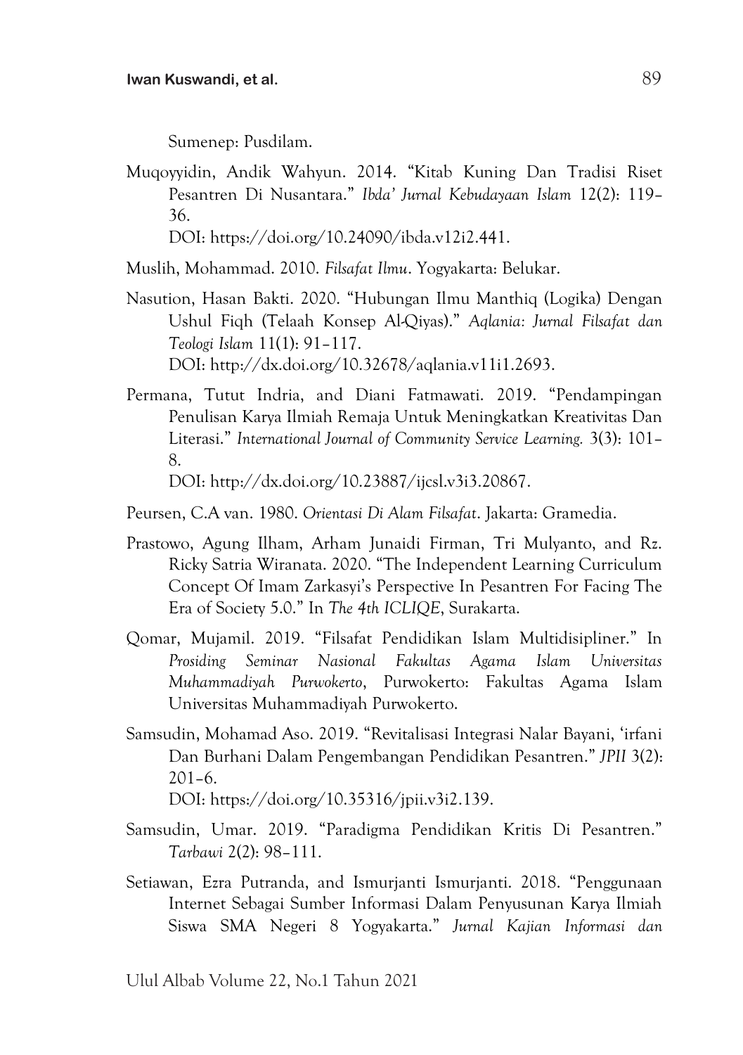Sumenep: Pusdilam.

Muqoyyidin, Andik Wahyun. 2014. "Kitab Kuning Dan Tradisi Riset Pesantren Di Nusantara." *Ibda' Jurnal Kebudayaan Islam* 12(2): 119–36.
DOI: https://doi.org/10.24090/ibda.v12i2.441.

Muslih, Mohammad. 2010. *Filsafat Ilmu*. Yogyakarta: Belukar.

Nasution, Hasan Bakti. 2020. "Hubungan Ilmu Manthiq (Logika) Dengan Ushul Fiqh (Telaah Konsep Al-Qiyas)." *Aqlania: Jurnal Filsafat dan Teologi Islam* 11(1): 91–117.
DOI: http://dx.doi.org/10.32678/aqlania.v11i1.2693.

Permana, Tutut Indria, and Diani Fatmawati. 2019. "Pendampingan Penulisan Karya Ilmiah Remaja Untuk Meningkatkan Kreativitas Dan Literasi." *International Journal of Community Service Learning.* 3(3): 101–8.
DOI: http://dx.doi.org/10.23887/ijcsl.v3i3.20867.

Peursen, C.A van. 1980. *Orientasi Di Alam Filsafat*. Jakarta: Gramedia.

Prastowo, Agung Ilham, Arham Junaidi Firman, Tri Mulyanto, and Rz. Ricky Satria Wiranata. 2020. "The Independent Learning Curriculum Concept Of Imam Zarkasyi's Perspective In Pesantren For Facing The Era of Society 5.0." In *The 4th ICLIQE*, Surakarta.

Qomar, Mujamil. 2019. "Filsafat Pendidikan Islam Multidisipliner." In *Prosiding Seminar Nasional Fakultas Agama Islam Universitas Muhammadiyah Purwokerto*, Purwokerto: Fakultas Agama Islam Universitas Muhammadiyah Purwokerto.

Samsudin, Mohamad Aso. 2019. "Revitalisasi Integrasi Nalar Bayani, 'irfani Dan Burhani Dalam Pengembangan Pendidikan Pesantren." *JPII* 3(2): 201–6.
DOI: https://doi.org/10.35316/jpii.v3i2.139.

Samsudin, Umar. 2019. "Paradigma Pendidikan Kritis Di Pesantren." *Tarbawi* 2(2): 98–111.

Setiawan, Ezra Putranda, and Ismurjanti Ismurjanti. 2018. "Penggunaan Internet Sebagai Sumber Informasi Dalam Penyusunan Karya Ilmiah Siswa SMA Negeri 8 Yogyakarta." *Jurnal Kajian Informasi dan*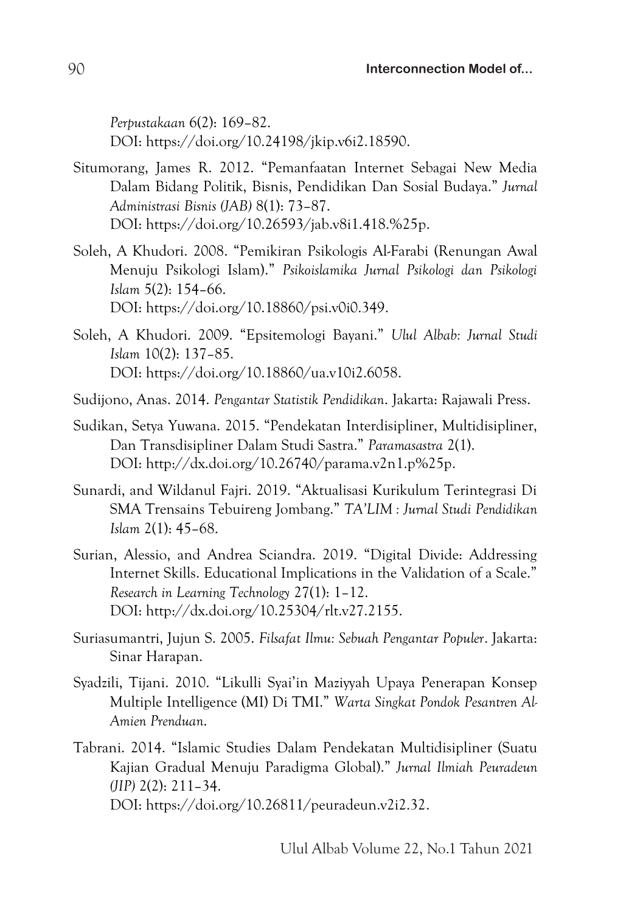*Perpustakaan* 6(2): 169–82.
DOI: https://doi.org/10.24198/jkip.v6i2.18590.

Situmorang, James R. 2012. "Pemanfaatan Internet Sebagai New Media Dalam Bidang Politik, Bisnis, Pendidikan Dan Sosial Budaya." *Jurnal Administrasi Bisnis (JAB)* 8(1): 73–87.
DOI: https://doi.org/10.26593/jab.v8i1.418.%25p.

Soleh, A Khudori. 2008. "Pemikiran Psikologis Al-Farabi (Renungan Awal Menuju Psikologi Islam)." *Psikoislamika Jurnal Psikologi dan Psikologi Islam* 5(2): 154–66.
DOI: https://doi.org/10.18860/psi.v0i0.349.

Soleh, A Khudori. 2009. "Epsitemologi Bayani." *Ulul Albab: Jurnal Studi Islam* 10(2): 137–85.
DOI: https://doi.org/10.18860/ua.v10i2.6058.

Sudijono, Anas. 2014. *Pengantar Statistik Pendidikan*. Jakarta: Rajawali Press.

Sudikan, Setya Yuwana. 2015. "Pendekatan Interdisipliner, Multidisipliner, Dan Transdisipliner Dalam Studi Sastra." *Paramasastra* 2(1).
DOI: http://dx.doi.org/10.26740/parama.v2n1.p%25p.

Sunardi, and Wildanul Fajri. 2019. "Aktualisasi Kurikulum Terintegrasi Di SMA Trensains Tebuireng Jombang." *TA'LIM : Jurnal Studi Pendidikan Islam* 2(1): 45–68.

Surian, Alessio, and Andrea Sciandra. 2019. "Digital Divide: Addressing Internet Skills. Educational Implications in the Validation of a Scale." *Research in Learning Technology* 27(1): 1–12.
DOI: http://dx.doi.org/10.25304/rlt.v27.2155.

Suriasumantri, Jujun S. 2005. *Filsafat Ilmu: Sebuah Pengantar Populer*. Jakarta: Sinar Harapan.

Syadzili, Tijani. 2010. "Likulli Syai'in Maziyyah Upaya Penerapan Konsep Multiple Intelligence (MI) Di TMI." *Warta Singkat Pondok Pesantren Al-Amien Prenduan*.

Tabrani. 2014. "Islamic Studies Dalam Pendekatan Multidisipliner (Suatu Kajian Gradual Menuju Paradigma Global)." *Jurnal Ilmiah Peuradeun (JIP)* 2(2): 211–34.
DOI: https://doi.org/10.26811/peuradeun.v2i2.32.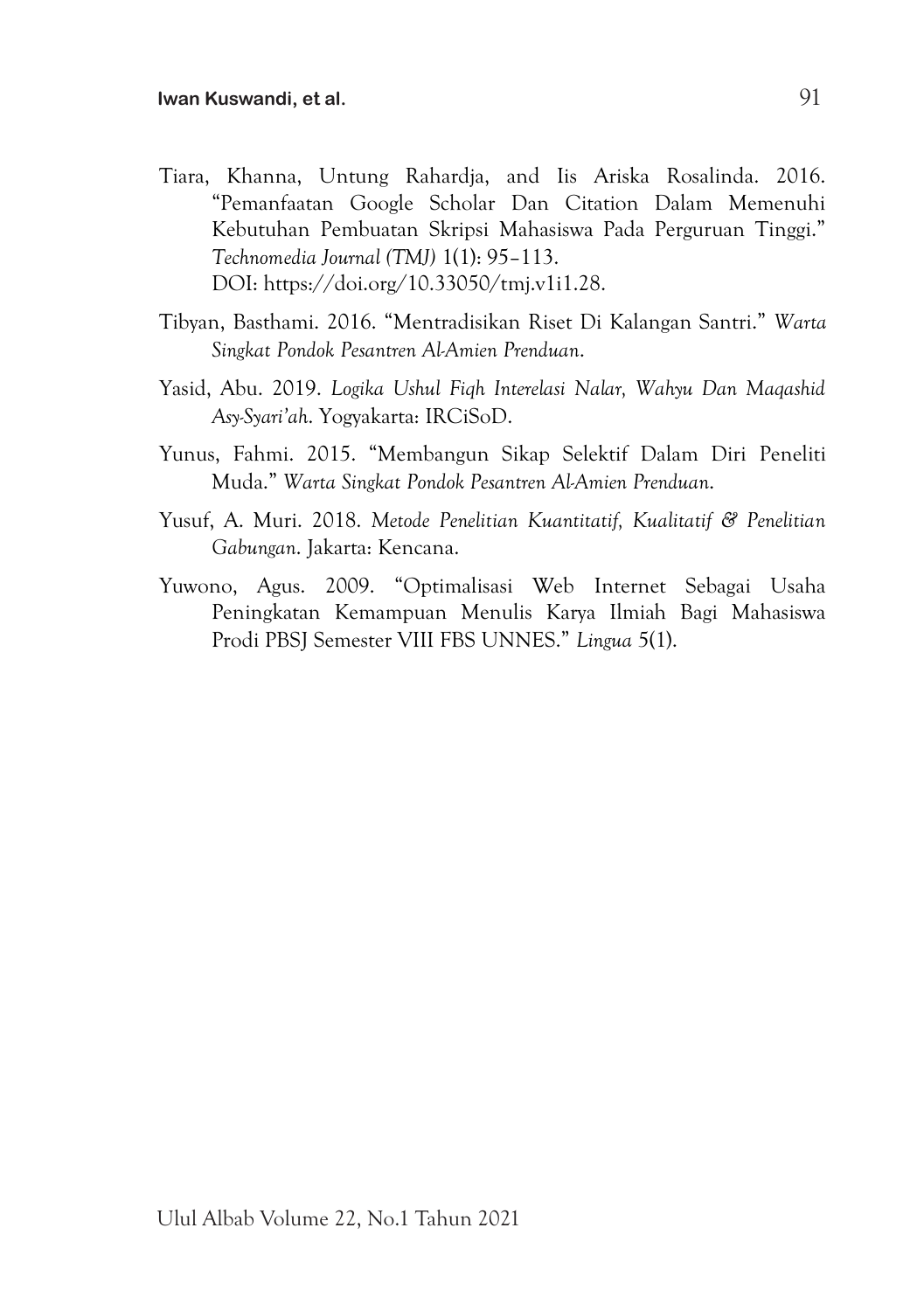Tiara, Khanna, Untung Rahardja, and Iis Ariska Rosalinda. 2016. "Pemanfaatan Google Scholar Dan Citation Dalam Memenuhi Kebutuhan Pembuatan Skripsi Mahasiswa Pada Perguruan Tinggi." *Technomedia Journal (TMJ)* 1(1): 95–113. DOI: https://doi.org/10.33050/tmj.v1i1.28.

Tibyan, Basthami. 2016. "Mentradisikan Riset Di Kalangan Santri." *Warta Singkat Pondok Pesantren Al-Amien Prenduan*.

Yasid, Abu. 2019. *Logika Ushul Fiqh Interelasi Nalar, Wahyu Dan Maqashid Asy-Syari'ah*. Yogyakarta: IRCiSoD.

Yunus, Fahmi. 2015. "Membangun Sikap Selektif Dalam Diri Peneliti Muda." *Warta Singkat Pondok Pesantren Al-Amien Prenduan*.

Yusuf, A. Muri. 2018. *Metode Penelitian Kuantitatif, Kualitatif & Penelitian Gabungan*. Jakarta: Kencana.

Yuwono, Agus. 2009. "Optimalisasi Web Internet Sebagai Usaha Peningkatan Kemampuan Menulis Karya Ilmiah Bagi Mahasiswa Prodi PBSJ Semester VIII FBS UNNES." *Lingua* 5(1).